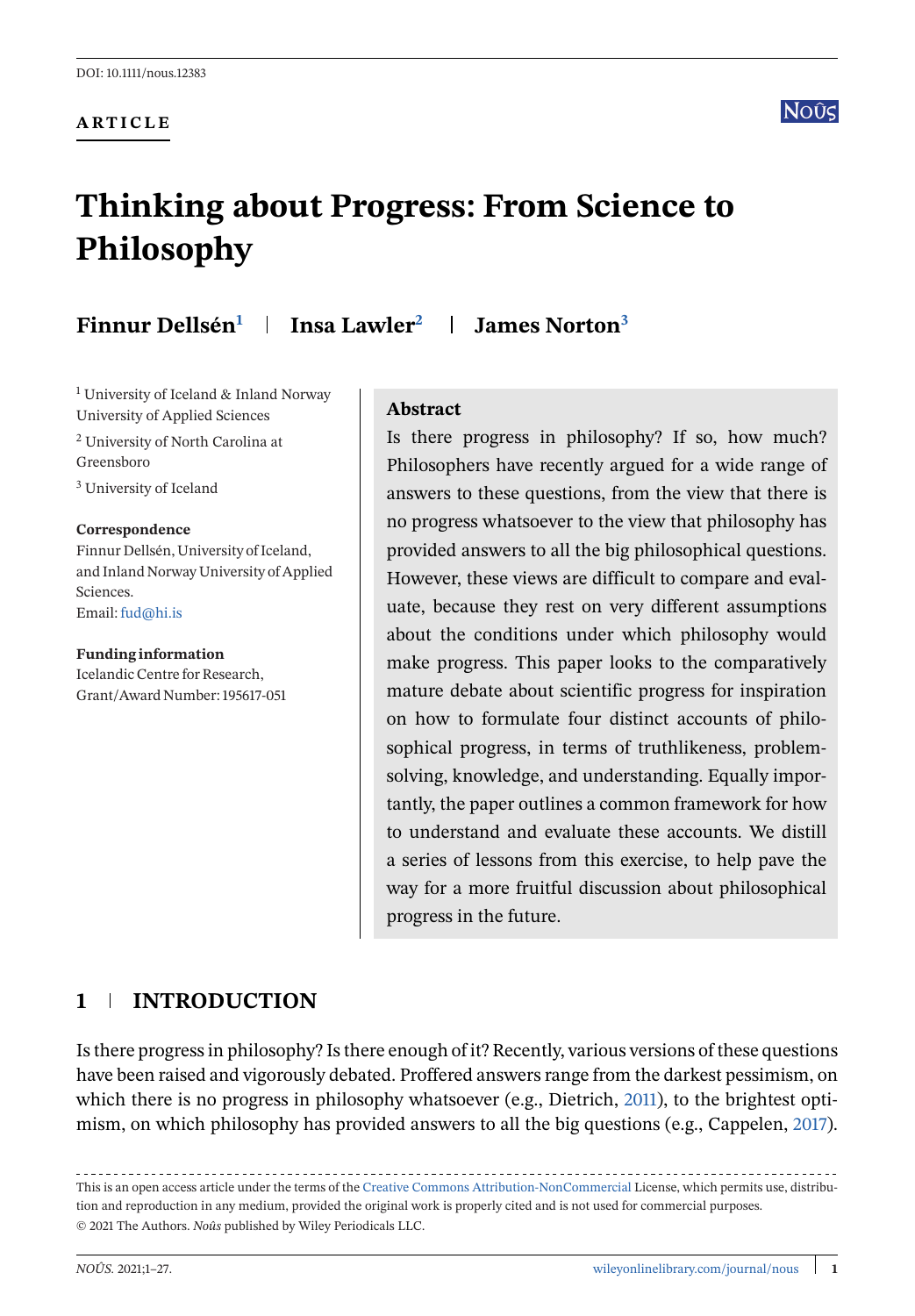DOI: 10.1111/nous.12383

**ARTICLE**

# Thinking about Progress: From Science to Philosophy

**Finnur Dellsén**[1] | **Insa Lawler**[2] | **James Norton**[3]

[1] University of Iceland & Inland Norway University of Applied Sciences

[2] University of North Carolina at Greensboro

[3] University of Iceland

**Correspondence**
Finnur Dellsén, University of Iceland, and Inland Norway University of Applied Sciences.
Email: fud@hi.is

**Funding information**
Icelandic Centre for Research, Grant/Award Number: 195617-051

**Abstract**

Is there progress in philosophy? If so, how much? Philosophers have recently argued for a wide range of answers to these questions, from the view that there is no progress whatsoever to the view that philosophy has provided answers to all the big philosophical questions. However, these views are difficult to compare and evaluate, because they rest on very different assumptions about the conditions under which philosophy would make progress. This paper looks to the comparatively mature debate about scientific progress for inspiration on how to formulate four distinct accounts of philosophical progress, in terms of truthlikeness, problem-solving, knowledge, and understanding. Equally importantly, the paper outlines a common framework for how to understand and evaluate these accounts. We distill a series of lessons from this exercise, to help pave the way for a more fruitful discussion about philosophical progress in the future.

## 1 | INTRODUCTION

Is there progress in philosophy? Is there enough of it? Recently, various versions of these questions have been raised and vigorously debated. Proffered answers range from the darkest pessimism, on which there is no progress in philosophy whatsoever (e.g., Dietrich, 2011), to the brightest optimism, on which philosophy has provided answers to all the big questions (e.g., Cappelen, 2017).

This is an open access article under the terms of the Creative Commons Attribution-NonCommercial License, which permits use, distribution and reproduction in any medium, provided the original work is properly cited and is not used for commercial purposes.
© 2021 The Authors. *Noûs* published by Wiley Periodicals LLC.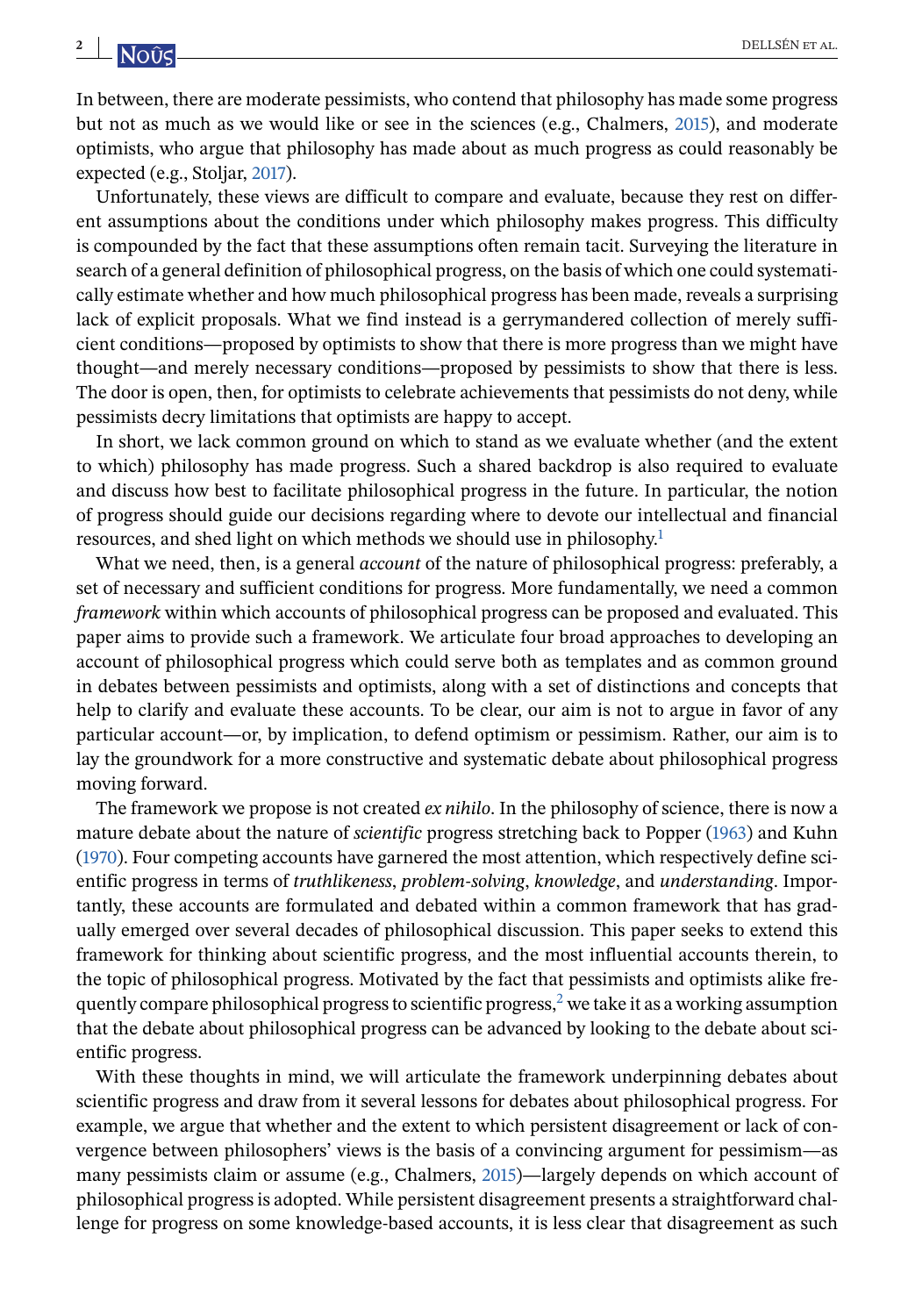In between, there are moderate pessimists, who contend that philosophy has made some progress but not as much as we would like or see in the sciences (e.g., Chalmers, 2015), and moderate optimists, who argue that philosophy has made about as much progress as could reasonably be expected (e.g., Stoljar, 2017).

Unfortunately, these views are difficult to compare and evaluate, because they rest on different assumptions about the conditions under which philosophy makes progress. This difficulty is compounded by the fact that these assumptions often remain tacit. Surveying the literature in search of a general definition of philosophical progress, on the basis of which one could systematically estimate whether and how much philosophical progress has been made, reveals a surprising lack of explicit proposals. What we find instead is a gerrymandered collection of merely sufficient conditions—proposed by optimists to show that there is more progress than we might have thought—and merely necessary conditions—proposed by pessimists to show that there is less. The door is open, then, for optimists to celebrate achievements that pessimists do not deny, while pessimists decry limitations that optimists are happy to accept.

In short, we lack common ground on which to stand as we evaluate whether (and the extent to which) philosophy has made progress. Such a shared backdrop is also required to evaluate and discuss how best to facilitate philosophical progress in the future. In particular, the notion of progress should guide our decisions regarding where to devote our intellectual and financial resources, and shed light on which methods we should use in philosophy.[1]

What we need, then, is a general *account* of the nature of philosophical progress: preferably, a set of necessary and sufficient conditions for progress. More fundamentally, we need a common *framework* within which accounts of philosophical progress can be proposed and evaluated. This paper aims to provide such a framework. We articulate four broad approaches to developing an account of philosophical progress which could serve both as templates and as common ground in debates between pessimists and optimists, along with a set of distinctions and concepts that help to clarify and evaluate these accounts. To be clear, our aim is not to argue in favor of any particular account—or, by implication, to defend optimism or pessimism. Rather, our aim is to lay the groundwork for a more constructive and systematic debate about philosophical progress moving forward.

The framework we propose is not created *ex nihilo*. In the philosophy of science, there is now a mature debate about the nature of *scientific* progress stretching back to Popper (1963) and Kuhn (1970). Four competing accounts have garnered the most attention, which respectively define scientific progress in terms of *truthlikeness*, *problem-solving*, *knowledge*, and *understanding*. Importantly, these accounts are formulated and debated within a common framework that has gradually emerged over several decades of philosophical discussion. This paper seeks to extend this framework for thinking about scientific progress, and the most influential accounts therein, to the topic of philosophical progress. Motivated by the fact that pessimists and optimists alike frequently compare philosophical progress to scientific progress,[2] we take it as a working assumption that the debate about philosophical progress can be advanced by looking to the debate about scientific progress.

With these thoughts in mind, we will articulate the framework underpinning debates about scientific progress and draw from it several lessons for debates about philosophical progress. For example, we argue that whether and the extent to which persistent disagreement or lack of convergence between philosophers' views is the basis of a convincing argument for pessimism—as many pessimists claim or assume (e.g., Chalmers, 2015)—largely depends on which account of philosophical progress is adopted. While persistent disagreement presents a straightforward challenge for progress on some knowledge-based accounts, it is less clear that disagreement as such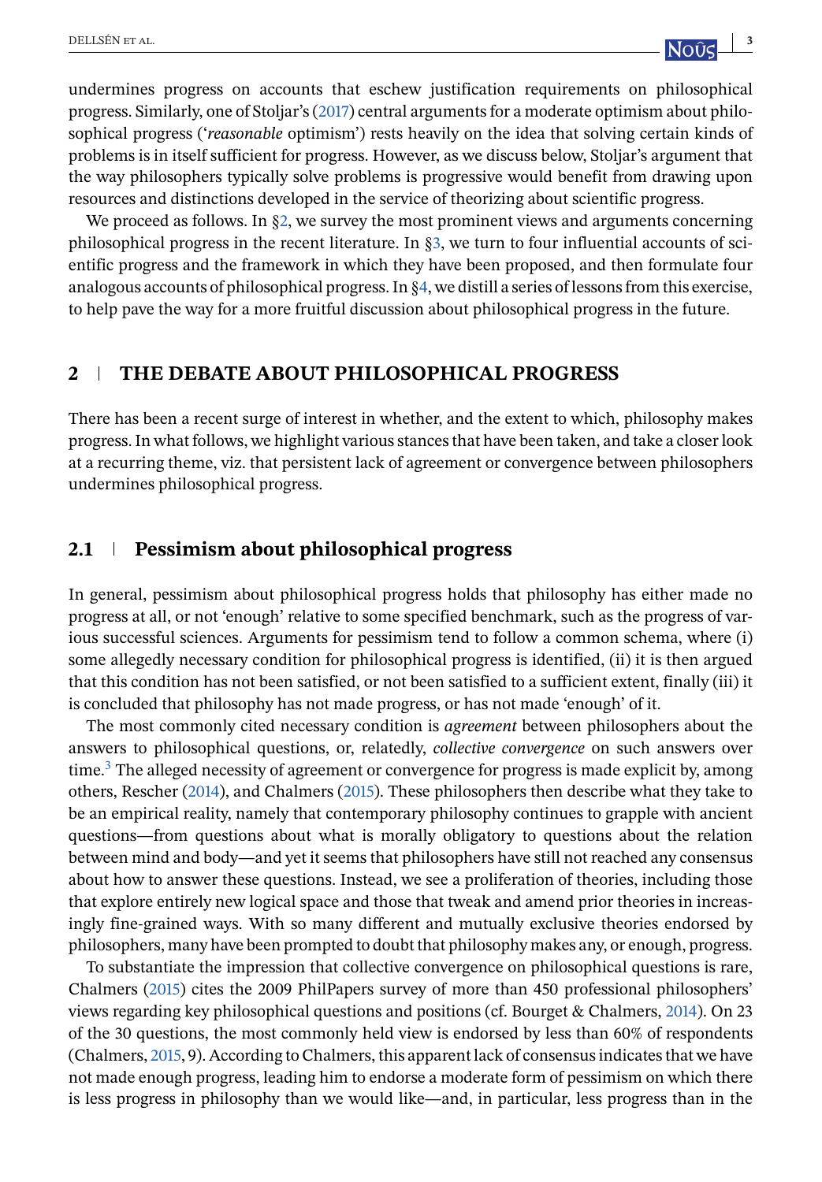undermines progress on accounts that eschew justification requirements on philosophical progress. Similarly, one of Stoljar's (2017) central arguments for a moderate optimism about philosophical progress ('*reasonable* optimism') rests heavily on the idea that solving certain kinds of problems is in itself sufficient for progress. However, as we discuss below, Stoljar's argument that the way philosophers typically solve problems is progressive would benefit from drawing upon resources and distinctions developed in the service of theorizing about scientific progress.

We proceed as follows. In §2, we survey the most prominent views and arguments concerning philosophical progress in the recent literature. In §3, we turn to four influential accounts of scientific progress and the framework in which they have been proposed, and then formulate four analogous accounts of philosophical progress. In §4, we distill a series of lessons from this exercise, to help pave the way for a more fruitful discussion about philosophical progress in the future.

## 2 | THE DEBATE ABOUT PHILOSOPHICAL PROGRESS

There has been a recent surge of interest in whether, and the extent to which, philosophy makes progress. In what follows, we highlight various stances that have been taken, and take a closer look at a recurring theme, viz. that persistent lack of agreement or convergence between philosophers undermines philosophical progress.

### 2.1 | Pessimism about philosophical progress

In general, pessimism about philosophical progress holds that philosophy has either made no progress at all, or not 'enough' relative to some specified benchmark, such as the progress of various successful sciences. Arguments for pessimism tend to follow a common schema, where (i) some allegedly necessary condition for philosophical progress is identified, (ii) it is then argued that this condition has not been satisfied, or not been satisfied to a sufficient extent, finally (iii) it is concluded that philosophy has not made progress, or has not made 'enough' of it.

The most commonly cited necessary condition is *agreement* between philosophers about the answers to philosophical questions, or, relatedly, *collective convergence* on such answers over time.[3] The alleged necessity of agreement or convergence for progress is made explicit by, among others, Rescher (2014), and Chalmers (2015). These philosophers then describe what they take to be an empirical reality, namely that contemporary philosophy continues to grapple with ancient questions—from questions about what is morally obligatory to questions about the relation between mind and body—and yet it seems that philosophers have still not reached any consensus about how to answer these questions. Instead, we see a proliferation of theories, including those that explore entirely new logical space and those that tweak and amend prior theories in increasingly fine-grained ways. With so many different and mutually exclusive theories endorsed by philosophers, many have been prompted to doubt that philosophy makes any, or enough, progress.

To substantiate the impression that collective convergence on philosophical questions is rare, Chalmers (2015) cites the 2009 PhilPapers survey of more than 450 professional philosophers' views regarding key philosophical questions and positions (cf. Bourget & Chalmers, 2014). On 23 of the 30 questions, the most commonly held view is endorsed by less than 60% of respondents (Chalmers, 2015, 9). According to Chalmers, this apparent lack of consensus indicates that we have not made enough progress, leading him to endorse a moderate form of pessimism on which there is less progress in philosophy than we would like—and, in particular, less progress than in the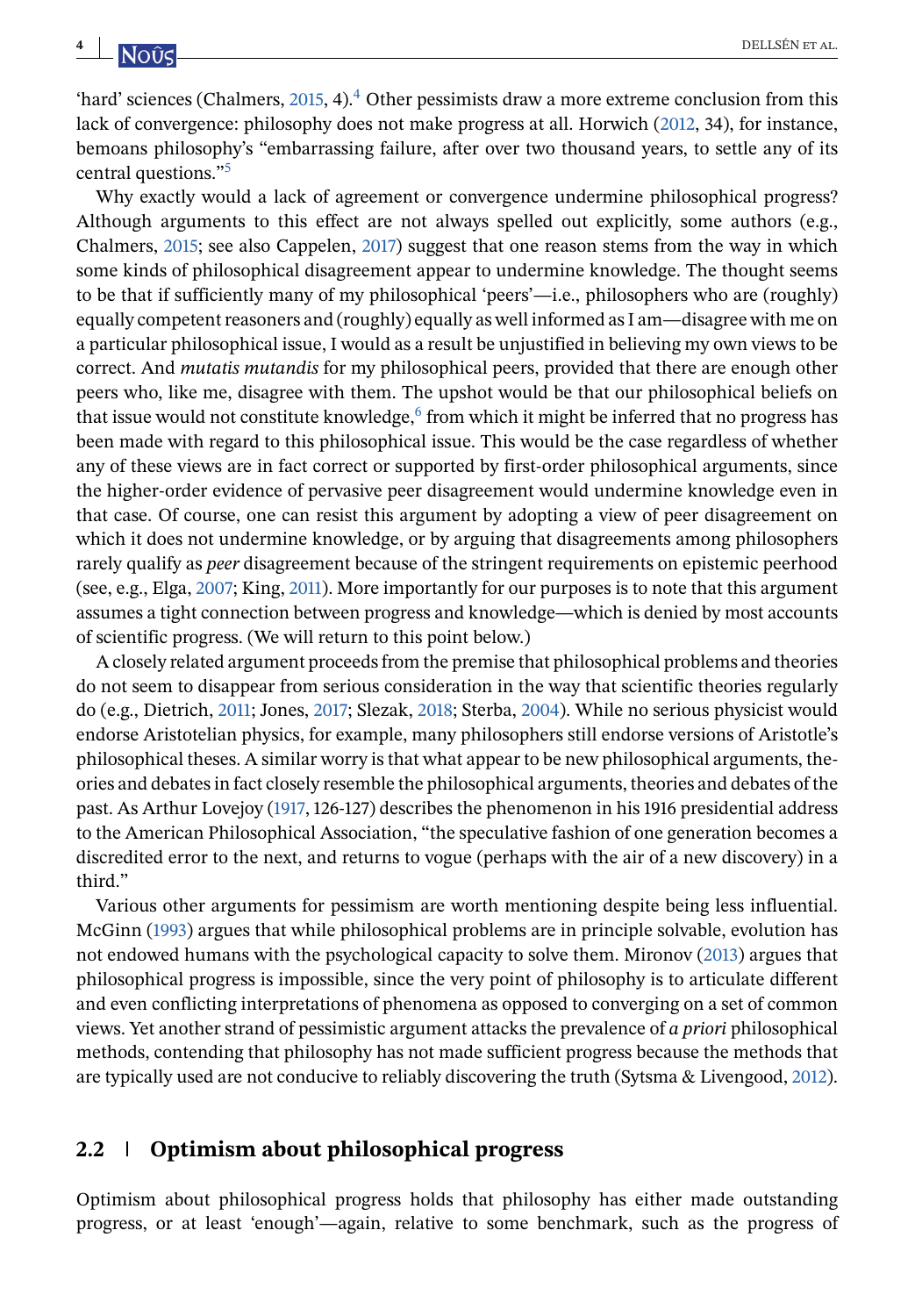'hard' sciences (Chalmers, 2015, 4).[4] Other pessimists draw a more extreme conclusion from this lack of convergence: philosophy does not make progress at all. Horwich (2012, 34), for instance, bemoans philosophy's "embarrassing failure, after over two thousand years, to settle any of its central questions."[5]

Why exactly would a lack of agreement or convergence undermine philosophical progress? Although arguments to this effect are not always spelled out explicitly, some authors (e.g., Chalmers, 2015; see also Cappelen, 2017) suggest that one reason stems from the way in which some kinds of philosophical disagreement appear to undermine knowledge. The thought seems to be that if sufficiently many of my philosophical 'peers'—i.e., philosophers who are (roughly) equally competent reasoners and (roughly) equally as well informed as I am—disagree with me on a particular philosophical issue, I would as a result be unjustified in believing my own views to be correct. And *mutatis mutandis* for my philosophical peers, provided that there are enough other peers who, like me, disagree with them. The upshot would be that our philosophical beliefs on that issue would not constitute knowledge,[6] from which it might be inferred that no progress has been made with regard to this philosophical issue. This would be the case regardless of whether any of these views are in fact correct or supported by first-order philosophical arguments, since the higher-order evidence of pervasive peer disagreement would undermine knowledge even in that case. Of course, one can resist this argument by adopting a view of peer disagreement on which it does not undermine knowledge, or by arguing that disagreements among philosophers rarely qualify as *peer* disagreement because of the stringent requirements on epistemic peerhood (see, e.g., Elga, 2007; King, 2011). More importantly for our purposes is to note that this argument assumes a tight connection between progress and knowledge—which is denied by most accounts of scientific progress. (We will return to this point below.)

A closely related argument proceeds from the premise that philosophical problems and theories do not seem to disappear from serious consideration in the way that scientific theories regularly do (e.g., Dietrich, 2011; Jones, 2017; Slezak, 2018; Sterba, 2004). While no serious physicist would endorse Aristotelian physics, for example, many philosophers still endorse versions of Aristotle's philosophical theses. A similar worry is that what appear to be new philosophical arguments, theories and debates in fact closely resemble the philosophical arguments, theories and debates of the past. As Arthur Lovejoy (1917, 126-127) describes the phenomenon in his 1916 presidential address to the American Philosophical Association, "the speculative fashion of one generation becomes a discredited error to the next, and returns to vogue (perhaps with the air of a new discovery) in a third."

Various other arguments for pessimism are worth mentioning despite being less influential. McGinn (1993) argues that while philosophical problems are in principle solvable, evolution has not endowed humans with the psychological capacity to solve them. Mironov (2013) argues that philosophical progress is impossible, since the very point of philosophy is to articulate different and even conflicting interpretations of phenomena as opposed to converging on a set of common views. Yet another strand of pessimistic argument attacks the prevalence of *a priori* philosophical methods, contending that philosophy has not made sufficient progress because the methods that are typically used are not conducive to reliably discovering the truth (Sytsma & Livengood, 2012).

## 2.2 | Optimism about philosophical progress

Optimism about philosophical progress holds that philosophy has either made outstanding progress, or at least 'enough'—again, relative to some benchmark, such as the progress of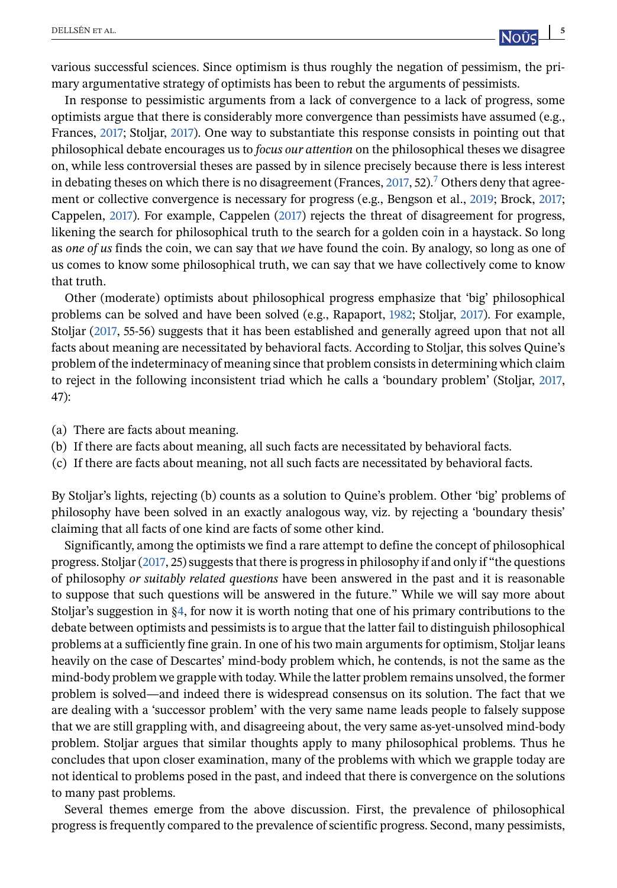various successful sciences. Since optimism is thus roughly the negation of pessimism, the primary argumentative strategy of optimists has been to rebut the arguments of pessimists.

In response to pessimistic arguments from a lack of convergence to a lack of progress, some optimists argue that there is considerably more convergence than pessimists have assumed (e.g., Frances, 2017; Stoljar, 2017). One way to substantiate this response consists in pointing out that philosophical debate encourages us to *focus our attention* on the philosophical theses we disagree on, while less controversial theses are passed by in silence precisely because there is less interest in debating theses on which there is no disagreement (Frances, 2017, 52).[7] Others deny that agreement or collective convergence is necessary for progress (e.g., Bengson et al., 2019; Brock, 2017; Cappelen, 2017). For example, Cappelen (2017) rejects the threat of disagreement for progress, likening the search for philosophical truth to the search for a golden coin in a haystack. So long as *one of us* finds the coin, we can say that *we* have found the coin. By analogy, so long as one of us comes to know some philosophical truth, we can say that we have collectively come to know that truth.

Other (moderate) optimists about philosophical progress emphasize that 'big' philosophical problems can be solved and have been solved (e.g., Rapaport, 1982; Stoljar, 2017). For example, Stoljar (2017, 55-56) suggests that it has been established and generally agreed upon that not all facts about meaning are necessitated by behavioral facts. According to Stoljar, this solves Quine's problem of the indeterminacy of meaning since that problem consists in determining which claim to reject in the following inconsistent triad which he calls a 'boundary problem' (Stoljar, 2017, 47):

(a) There are facts about meaning.
(b) If there are facts about meaning, all such facts are necessitated by behavioral facts.
(c) If there are facts about meaning, not all such facts are necessitated by behavioral facts.

By Stoljar's lights, rejecting (b) counts as a solution to Quine's problem. Other 'big' problems of philosophy have been solved in an exactly analogous way, viz. by rejecting a 'boundary thesis' claiming that all facts of one kind are facts of some other kind.

Significantly, among the optimists we find a rare attempt to define the concept of philosophical progress. Stoljar (2017, 25) suggests that there is progress in philosophy if and only if "the questions of philosophy *or suitably related questions* have been answered in the past and it is reasonable to suppose that such questions will be answered in the future." While we will say more about Stoljar's suggestion in §4, for now it is worth noting that one of his primary contributions to the debate between optimists and pessimists is to argue that the latter fail to distinguish philosophical problems at a sufficiently fine grain. In one of his two main arguments for optimism, Stoljar leans heavily on the case of Descartes' mind-body problem which, he contends, is not the same as the mind-body problem we grapple with today. While the latter problem remains unsolved, the former problem is solved—and indeed there is widespread consensus on its solution. The fact that we are dealing with a 'successor problem' with the very same name leads people to falsely suppose that we are still grappling with, and disagreeing about, the very same as-yet-unsolved mind-body problem. Stoljar argues that similar thoughts apply to many philosophical problems. Thus he concludes that upon closer examination, many of the problems with which we grapple today are not identical to problems posed in the past, and indeed that there is convergence on the solutions to many past problems.

Several themes emerge from the above discussion. First, the prevalence of philosophical progress is frequently compared to the prevalence of scientific progress. Second, many pessimists,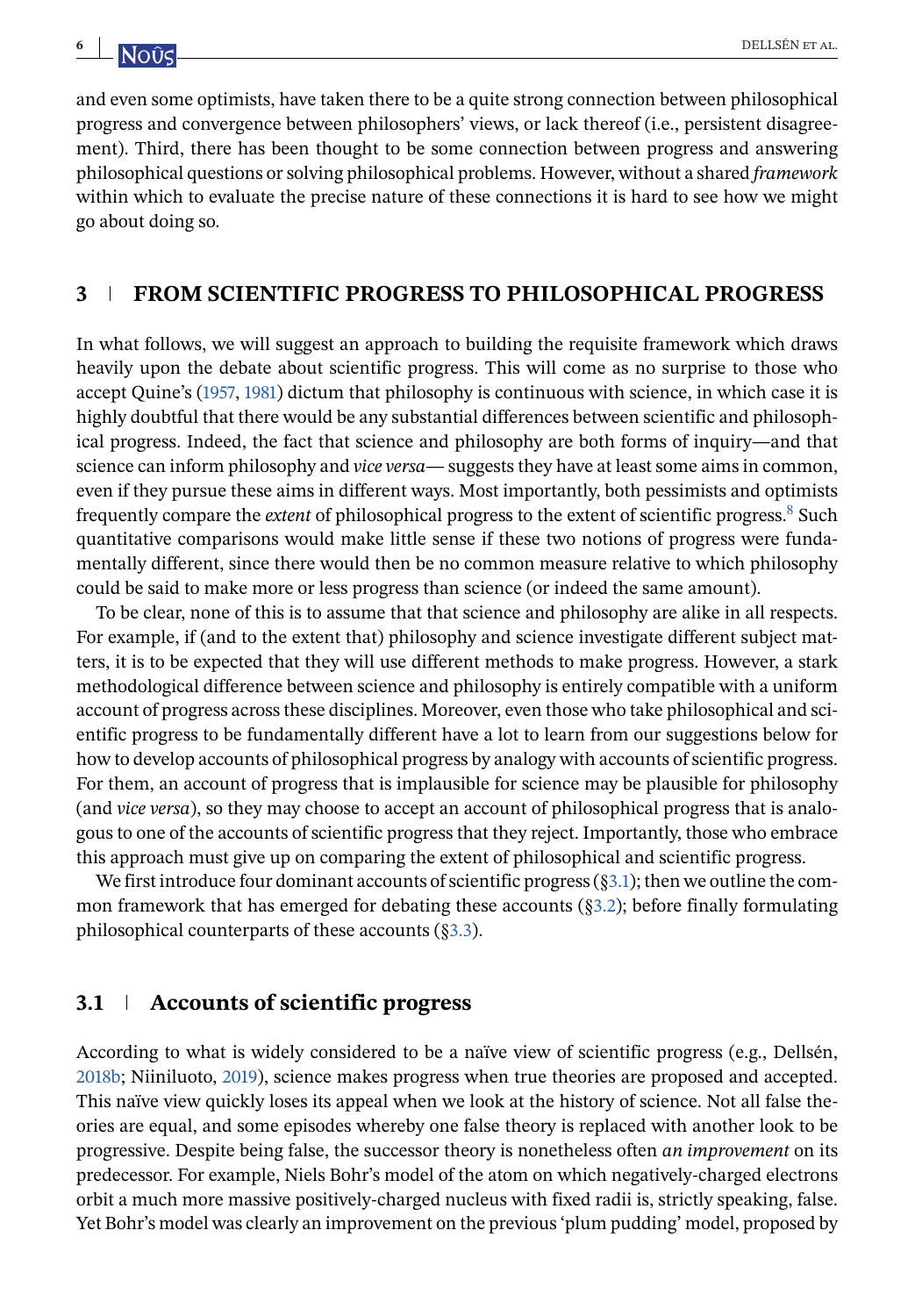and even some optimists, have taken there to be a quite strong connection between philosophical progress and convergence between philosophers' views, or lack thereof (i.e., persistent disagreement). Third, there has been thought to be some connection between progress and answering philosophical questions or solving philosophical problems. However, without a shared *framework* within which to evaluate the precise nature of these connections it is hard to see how we might go about doing so.

## 3 FROM SCIENTIFIC PROGRESS TO PHILOSOPHICAL PROGRESS

In what follows, we will suggest an approach to building the requisite framework which draws heavily upon the debate about scientific progress. This will come as no surprise to those who accept Quine's (1957, 1981) dictum that philosophy is continuous with science, in which case it is highly doubtful that there would be any substantial differences between scientific and philosophical progress. Indeed, the fact that science and philosophy are both forms of inquiry—and that science can inform philosophy and *vice versa*— suggests they have at least some aims in common, even if they pursue these aims in different ways. Most importantly, both pessimists and optimists frequently compare the *extent* of philosophical progress to the extent of scientific progress.[8] Such quantitative comparisons would make little sense if these two notions of progress were fundamentally different, since there would then be no common measure relative to which philosophy could be said to make more or less progress than science (or indeed the same amount).

To be clear, none of this is to assume that that science and philosophy are alike in all respects. For example, if (and to the extent that) philosophy and science investigate different subject matters, it is to be expected that they will use different methods to make progress. However, a stark methodological difference between science and philosophy is entirely compatible with a uniform account of progress across these disciplines. Moreover, even those who take philosophical and scientific progress to be fundamentally different have a lot to learn from our suggestions below for how to develop accounts of philosophical progress by analogy with accounts of scientific progress. For them, an account of progress that is implausible for science may be plausible for philosophy (and *vice versa*), so they may choose to accept an account of philosophical progress that is analogous to one of the accounts of scientific progress that they reject. Importantly, those who embrace this approach must give up on comparing the extent of philosophical and scientific progress.

We first introduce four dominant accounts of scientific progress (§3.1); then we outline the common framework that has emerged for debating these accounts (§3.2); before finally formulating philosophical counterparts of these accounts (§3.3).

### 3.1 Accounts of scientific progress

According to what is widely considered to be a naïve view of scientific progress (e.g., Dellsén, 2018b; Niiniluoto, 2019), science makes progress when true theories are proposed and accepted. This naïve view quickly loses its appeal when we look at the history of science. Not all false theories are equal, and some episodes whereby one false theory is replaced with another look to be progressive. Despite being false, the successor theory is nonetheless often *an improvement* on its predecessor. For example, Niels Bohr's model of the atom on which negatively-charged electrons orbit a much more massive positively-charged nucleus with fixed radii is, strictly speaking, false. Yet Bohr's model was clearly an improvement on the previous 'plum pudding' model, proposed by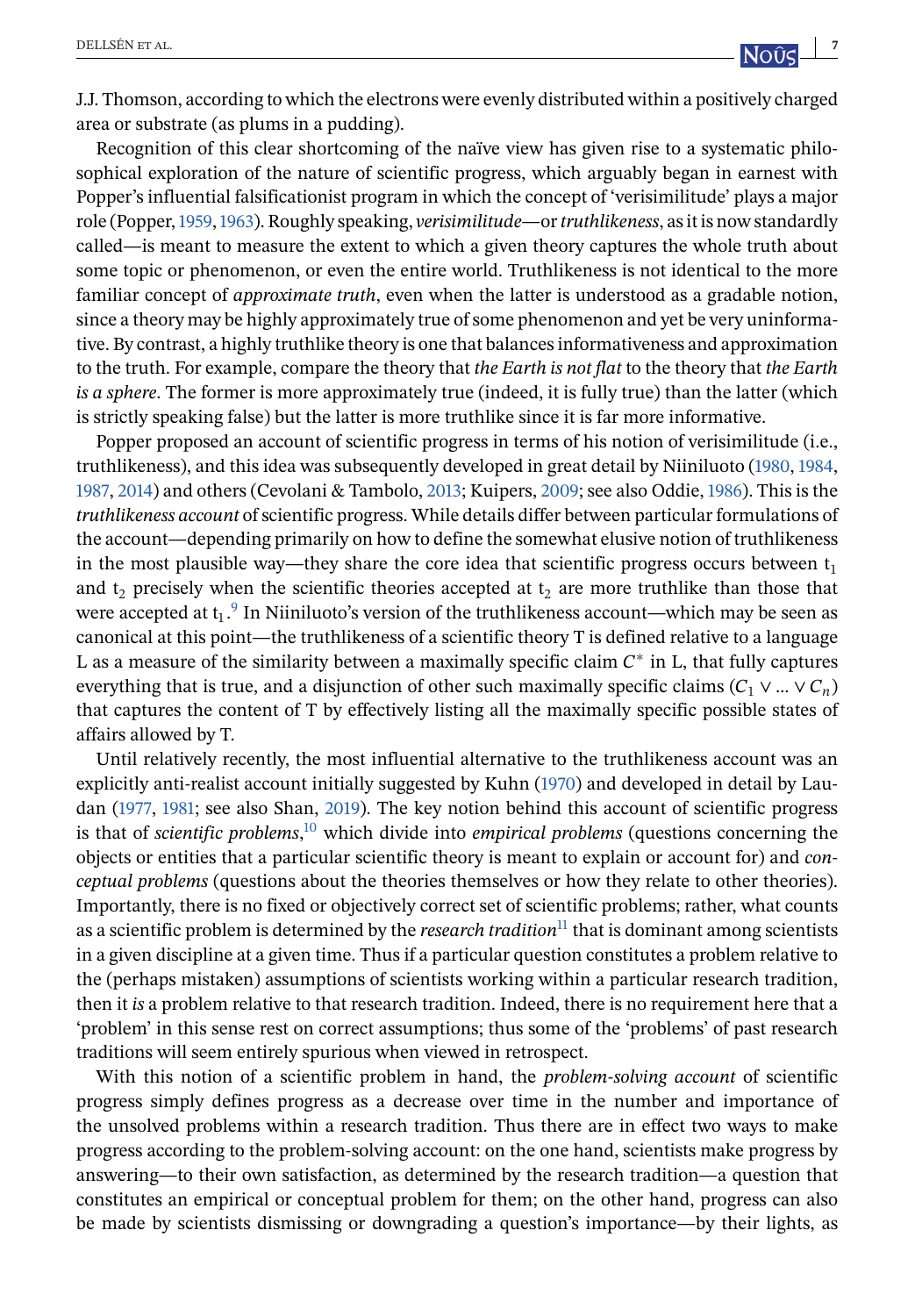J.J. Thomson, according to which the electrons were evenly distributed within a positively charged area or substrate (as plums in a pudding).

Recognition of this clear shortcoming of the naïve view has given rise to a systematic philosophical exploration of the nature of scientific progress, which arguably began in earnest with Popper's influential falsificationist program in which the concept of 'verisimilitude' plays a major role (Popper, 1959, 1963). Roughly speaking, *verisimilitude*—or *truthlikeness*, as it is now standardly called—is meant to measure the extent to which a given theory captures the whole truth about some topic or phenomenon, or even the entire world. Truthlikeness is not identical to the more familiar concept of *approximate truth*, even when the latter is understood as a gradable notion, since a theory may be highly approximately true of some phenomenon and yet be very uninformative. By contrast, a highly truthlike theory is one that balances informativeness and approximation to the truth. For example, compare the theory that *the Earth is not flat* to the theory that *the Earth is a sphere*. The former is more approximately true (indeed, it is fully true) than the latter (which is strictly speaking false) but the latter is more truthlike since it is far more informative.

Popper proposed an account of scientific progress in terms of his notion of verisimilitude (i.e., truthlikeness), and this idea was subsequently developed in great detail by Niiniluoto (1980, 1984, 1987, 2014) and others (Cevolani & Tambolo, 2013; Kuipers, 2009; see also Oddie, 1986). This is the *truthlikeness account* of scientific progress. While details differ between particular formulations of the account—depending primarily on how to define the somewhat elusive notion of truthlikeness in the most plausible way—they share the core idea that scientific progress occurs between $t_1$ and $t_2$ precisely when the scientific theories accepted at $t_2$ are more truthlike than those that were accepted at $t_1$.[9] In Niiniluoto's version of the truthlikeness account—which may be seen as canonical at this point—the truthlikeness of a scientific theory T is defined relative to a language L as a measure of the similarity between a maximally specific claim $C^*$ in L, that fully captures everything that is true, and a disjunction of other such maximally specific claims ($C_1 \vee ... \vee C_n$) that captures the content of T by effectively listing all the maximally specific possible states of affairs allowed by T.

Until relatively recently, the most influential alternative to the truthlikeness account was an explicitly anti-realist account initially suggested by Kuhn (1970) and developed in detail by Laudan (1977, 1981; see also Shan, 2019). The key notion behind this account of scientific progress is that of *scientific problems*,[10] which divide into *empirical problems* (questions concerning the objects or entities that a particular scientific theory is meant to explain or account for) and *conceptual problems* (questions about the theories themselves or how they relate to other theories). Importantly, there is no fixed or objectively correct set of scientific problems; rather, what counts as a scientific problem is determined by the *research tradition*[11] that is dominant among scientists in a given discipline at a given time. Thus if a particular question constitutes a problem relative to the (perhaps mistaken) assumptions of scientists working within a particular research tradition, then it *is* a problem relative to that research tradition. Indeed, there is no requirement here that a 'problem' in this sense rest on correct assumptions; thus some of the 'problems' of past research traditions will seem entirely spurious when viewed in retrospect.

With this notion of a scientific problem in hand, the *problem-solving account* of scientific progress simply defines progress as a decrease over time in the number and importance of the unsolved problems within a research tradition. Thus there are in effect two ways to make progress according to the problem-solving account: on the one hand, scientists make progress by answering—to their own satisfaction, as determined by the research tradition—a question that constitutes an empirical or conceptual problem for them; on the other hand, progress can also be made by scientists dismissing or downgrading a question's importance—by their lights, as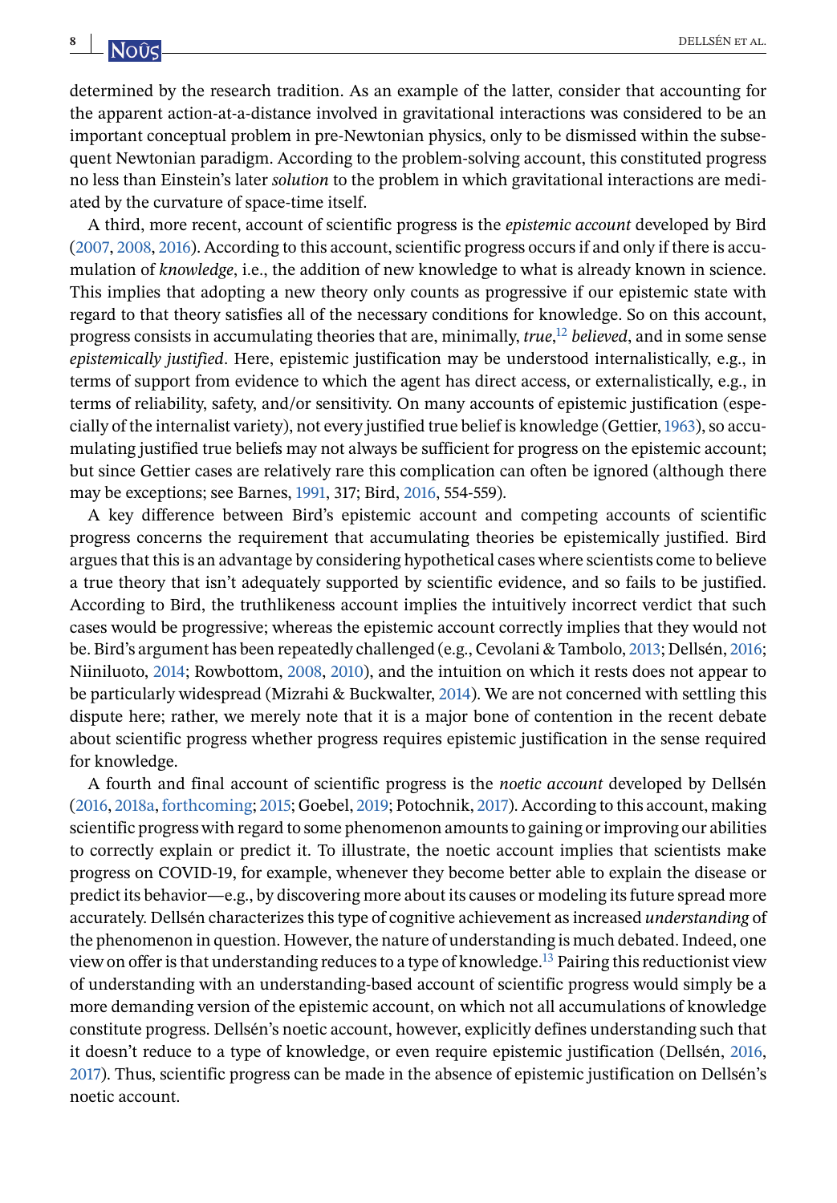determined by the research tradition. As an example of the latter, consider that accounting for the apparent action-at-a-distance involved in gravitational interactions was considered to be an important conceptual problem in pre-Newtonian physics, only to be dismissed within the subsequent Newtonian paradigm. According to the problem-solving account, this constituted progress no less than Einstein's later *solution* to the problem in which gravitational interactions are mediated by the curvature of space-time itself.

A third, more recent, account of scientific progress is the *epistemic account* developed by Bird (2007, 2008, 2016). According to this account, scientific progress occurs if and only if there is accumulation of *knowledge*, i.e., the addition of new knowledge to what is already known in science. This implies that adopting a new theory only counts as progressive if our epistemic state with regard to that theory satisfies all of the necessary conditions for knowledge. So on this account, progress consists in accumulating theories that are, minimally, *true*,[12] *believed*, and in some sense *epistemically justified*. Here, epistemic justification may be understood internalistically, e.g., in terms of support from evidence to which the agent has direct access, or externalistically, e.g., in terms of reliability, safety, and/or sensitivity. On many accounts of epistemic justification (especially of the internalist variety), not every justified true belief is knowledge (Gettier, 1963), so accumulating justified true beliefs may not always be sufficient for progress on the epistemic account; but since Gettier cases are relatively rare this complication can often be ignored (although there may be exceptions; see Barnes, 1991, 317; Bird, 2016, 554-559).

A key difference between Bird's epistemic account and competing accounts of scientific progress concerns the requirement that accumulating theories be epistemically justified. Bird argues that this is an advantage by considering hypothetical cases where scientists come to believe a true theory that isn't adequately supported by scientific evidence, and so fails to be justified. According to Bird, the truthlikeness account implies the intuitively incorrect verdict that such cases would be progressive; whereas the epistemic account correctly implies that they would not be. Bird's argument has been repeatedly challenged (e.g., Cevolani & Tambolo, 2013; Dellsén, 2016; Niiniluoto, 2014; Rowbottom, 2008, 2010), and the intuition on which it rests does not appear to be particularly widespread (Mizrahi & Buckwalter, 2014). We are not concerned with settling this dispute here; rather, we merely note that it is a major bone of contention in the recent debate about scientific progress whether progress requires epistemic justification in the sense required for knowledge.

A fourth and final account of scientific progress is the *noetic account* developed by Dellsén (2016, 2018a, forthcoming; 2015; Goebel, 2019; Potochnik, 2017). According to this account, making scientific progress with regard to some phenomenon amounts to gaining or improving our abilities to correctly explain or predict it. To illustrate, the noetic account implies that scientists make progress on COVID-19, for example, whenever they become better able to explain the disease or predict its behavior—e.g., by discovering more about its causes or modeling its future spread more accurately. Dellsén characterizes this type of cognitive achievement as increased *understanding* of the phenomenon in question. However, the nature of understanding is much debated. Indeed, one view on offer is that understanding reduces to a type of knowledge.[13] Pairing this reductionist view of understanding with an understanding-based account of scientific progress would simply be a more demanding version of the epistemic account, on which not all accumulations of knowledge constitute progress. Dellsén's noetic account, however, explicitly defines understanding such that it doesn't reduce to a type of knowledge, or even require epistemic justification (Dellsén, 2016, 2017). Thus, scientific progress can be made in the absence of epistemic justification on Dellsén's noetic account.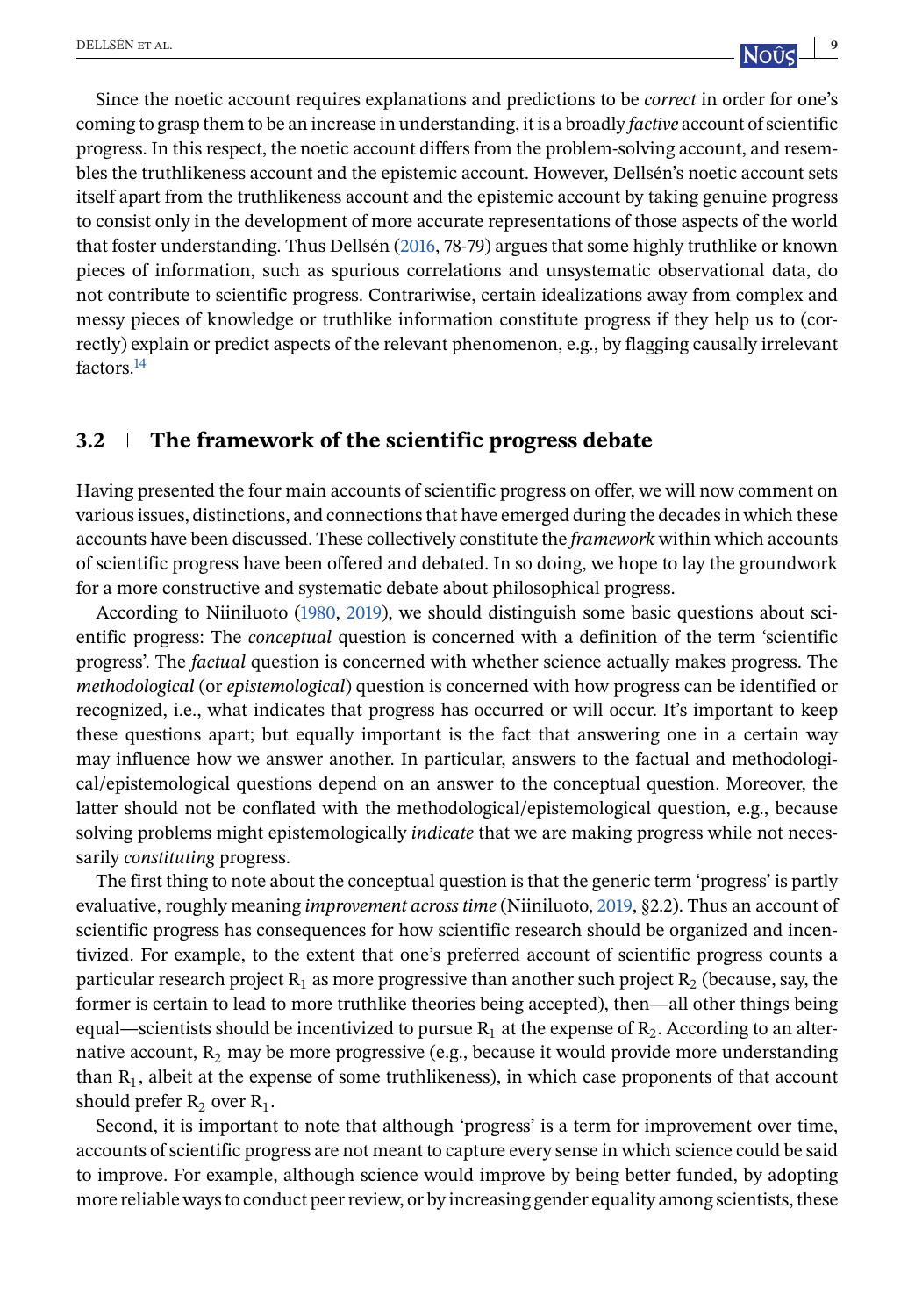Since the noetic account requires explanations and predictions to be *correct* in order for one's coming to grasp them to be an increase in understanding, it is a broadly *factive* account of scientific progress. In this respect, the noetic account differs from the problem-solving account, and resembles the truthlikeness account and the epistemic account. However, Dellsén's noetic account sets itself apart from the truthlikeness account and the epistemic account by taking genuine progress to consist only in the development of more accurate representations of those aspects of the world that foster understanding. Thus Dellsén (2016, 78-79) argues that some highly truthlike or known pieces of information, such as spurious correlations and unsystematic observational data, do not contribute to scientific progress. Contrariwise, certain idealizations away from complex and messy pieces of knowledge or truthlike information constitute progress if they help us to (correctly) explain or predict aspects of the relevant phenomenon, e.g., by flagging causally irrelevant factors.[14]

## 3.2 The framework of the scientific progress debate

Having presented the four main accounts of scientific progress on offer, we will now comment on various issues, distinctions, and connections that have emerged during the decades in which these accounts have been discussed. These collectively constitute the *framework* within which accounts of scientific progress have been offered and debated. In so doing, we hope to lay the groundwork for a more constructive and systematic debate about philosophical progress.

According to Niiniluoto (1980, 2019), we should distinguish some basic questions about scientific progress: The *conceptual* question is concerned with a definition of the term 'scientific progress'. The *factual* question is concerned with whether science actually makes progress. The *methodological* (or *epistemological*) question is concerned with how progress can be identified or recognized, i.e., what indicates that progress has occurred or will occur. It's important to keep these questions apart; but equally important is the fact that answering one in a certain way may influence how we answer another. In particular, answers to the factual and methodological/epistemological questions depend on an answer to the conceptual question. Moreover, the latter should not be conflated with the methodological/epistemological question, e.g., because solving problems might epistemologically *indicate* that we are making progress while not necessarily *constituting* progress.

The first thing to note about the conceptual question is that the generic term 'progress' is partly evaluative, roughly meaning *improvement across time* (Niiniluoto, 2019, §2.2). Thus an account of scientific progress has consequences for how scientific research should be organized and incentivized. For example, to the extent that one's preferred account of scientific progress counts a particular research project $R_1$ as more progressive than another such project $R_2$ (because, say, the former is certain to lead to more truthlike theories being accepted), then—all other things being equal—scientists should be incentivized to pursue $R_1$ at the expense of $R_2$. According to an alternative account, $R_2$ may be more progressive (e.g., because it would provide more understanding than $R_1$, albeit at the expense of some truthlikeness), in which case proponents of that account should prefer $R_2$ over $R_1$.

Second, it is important to note that although 'progress' is a term for improvement over time, accounts of scientific progress are not meant to capture every sense in which science could be said to improve. For example, although science would improve by being better funded, by adopting more reliable ways to conduct peer review, or by increasing gender equality among scientists, these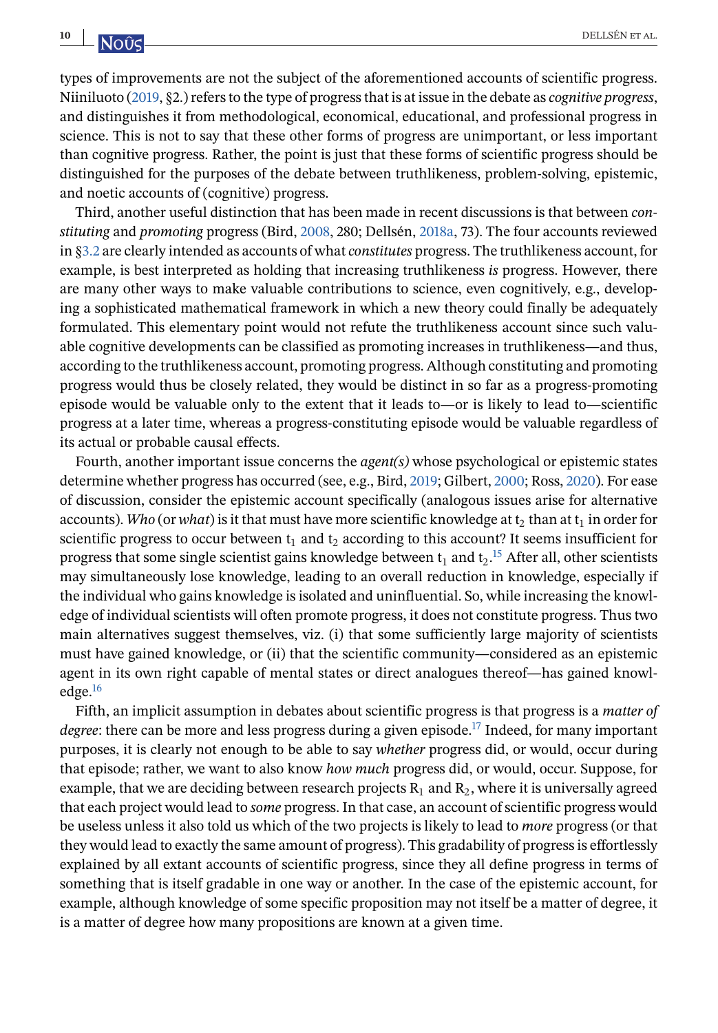types of improvements are not the subject of the aforementioned accounts of scientific progress. Niiniluoto (2019, §2.) refers to the type of progress that is at issue in the debate as *cognitive progress*, and distinguishes it from methodological, economical, educational, and professional progress in science. This is not to say that these other forms of progress are unimportant, or less important than cognitive progress. Rather, the point is just that these forms of scientific progress should be distinguished for the purposes of the debate between truthlikeness, problem-solving, epistemic, and noetic accounts of (cognitive) progress.

Third, another useful distinction that has been made in recent discussions is that between *constituting* and *promoting* progress (Bird, 2008, 280; Dellsén, 2018a, 73). The four accounts reviewed in §3.2 are clearly intended as accounts of what *constitutes* progress. The truthlikeness account, for example, is best interpreted as holding that increasing truthlikeness *is* progress. However, there are many other ways to make valuable contributions to science, even cognitively, e.g., developing a sophisticated mathematical framework in which a new theory could finally be adequately formulated. This elementary point would not refute the truthlikeness account since such valuable cognitive developments can be classified as promoting increases in truthlikeness—and thus, according to the truthlikeness account, promoting progress. Although constituting and promoting progress would thus be closely related, they would be distinct in so far as a progress-promoting episode would be valuable only to the extent that it leads to—or is likely to lead to—scientific progress at a later time, whereas a progress-constituting episode would be valuable regardless of its actual or probable causal effects.

Fourth, another important issue concerns the *agent(s)* whose psychological or epistemic states determine whether progress has occurred (see, e.g., Bird, 2019; Gilbert, 2000; Ross, 2020). For ease of discussion, consider the epistemic account specifically (analogous issues arise for alternative accounts). *Who* (or *what*) is it that must have more scientific knowledge at $t_2$ than at $t_1$ in order for scientific progress to occur between $t_1$ and $t_2$ according to this account? It seems insufficient for progress that some single scientist gains knowledge between $t_1$ and $t_2$.[15] After all, other scientists may simultaneously lose knowledge, leading to an overall reduction in knowledge, especially if the individual who gains knowledge is isolated and uninfluential. So, while increasing the knowledge of individual scientists will often promote progress, it does not constitute progress. Thus two main alternatives suggest themselves, viz. (i) that some sufficiently large majority of scientists must have gained knowledge, or (ii) that the scientific community—considered as an epistemic agent in its own right capable of mental states or direct analogues thereof—has gained knowledge.[16]

Fifth, an implicit assumption in debates about scientific progress is that progress is a *matter of degree*: there can be more and less progress during a given episode.[17] Indeed, for many important purposes, it is clearly not enough to be able to say *whether* progress did, or would, occur during that episode; rather, we want to also know *how much* progress did, or would, occur. Suppose, for example, that we are deciding between research projects $R_1$ and $R_2$, where it is universally agreed that each project would lead to *some* progress. In that case, an account of scientific progress would be useless unless it also told us which of the two projects is likely to lead to *more* progress (or that they would lead to exactly the same amount of progress). This gradability of progress is effortlessly explained by all extant accounts of scientific progress, since they all define progress in terms of something that is itself gradable in one way or another. In the case of the epistemic account, for example, although knowledge of some specific proposition may not itself be a matter of degree, it is a matter of degree how many propositions are known at a given time.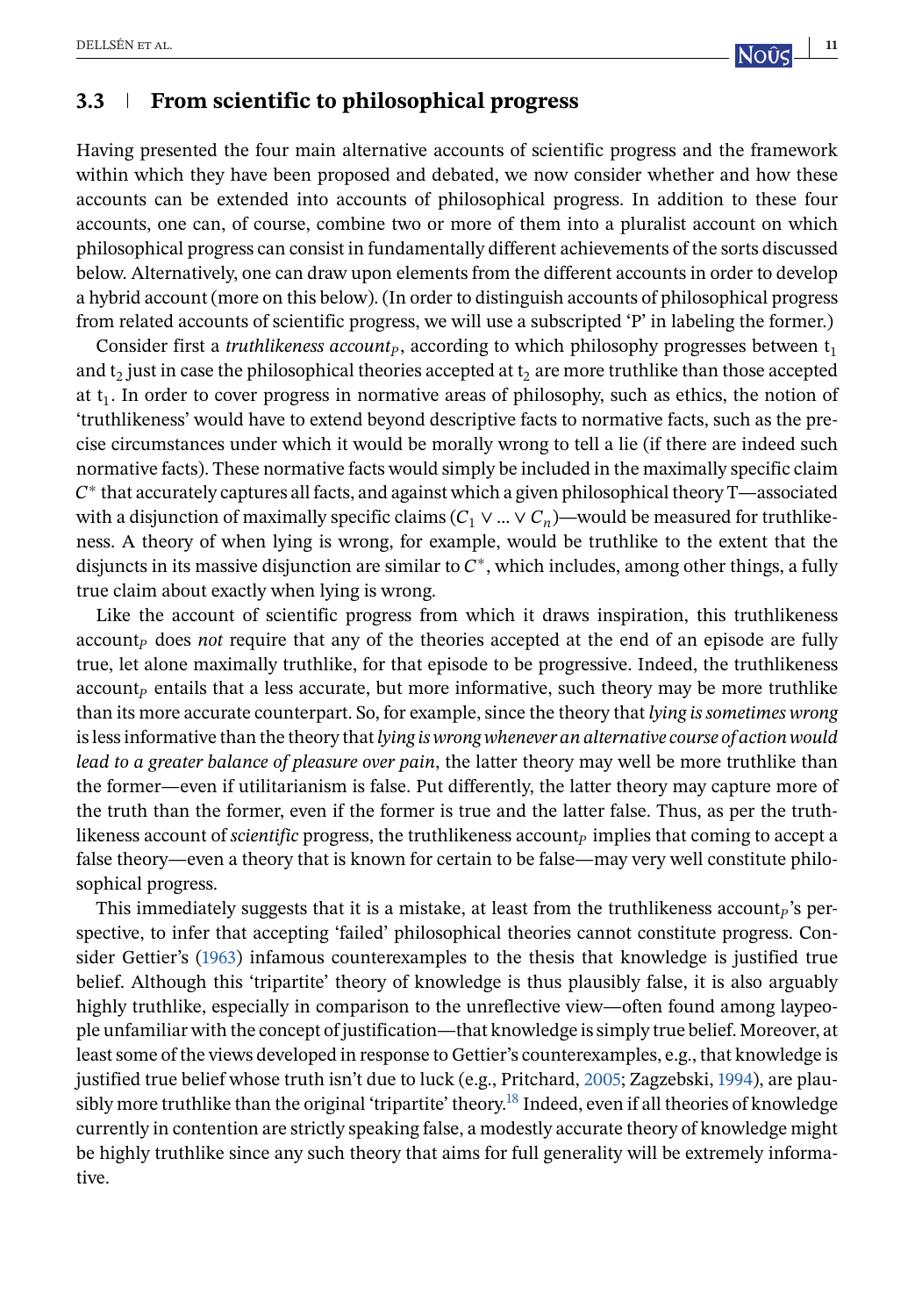### 3.3 From scientific to philosophical progress

Having presented the four main alternative accounts of scientific progress and the framework within which they have been proposed and debated, we now consider whether and how these accounts can be extended into accounts of philosophical progress. In addition to these four accounts, one can, of course, combine two or more of them into a pluralist account on which philosophical progress can consist in fundamentally different achievements of the sorts discussed below. Alternatively, one can draw upon elements from the different accounts in order to develop a hybrid account (more on this below). (In order to distinguish accounts of philosophical progress from related accounts of scientific progress, we will use a subscripted 'P' in labeling the former.)

Consider first a *truthlikeness account*$_P$, according to which philosophy progresses between $t_1$ and $t_2$ just in case the philosophical theories accepted at $t_2$ are more truthlike than those accepted at $t_1$. In order to cover progress in normative areas of philosophy, such as ethics, the notion of 'truthlikeness' would have to extend beyond descriptive facts to normative facts, such as the precise circumstances under which it would be morally wrong to tell a lie (if there are indeed such normative facts). These normative facts would simply be included in the maximally specific claim $C^*$ that accurately captures all facts, and against which a given philosophical theory T—associated with a disjunction of maximally specific claims ($C_1 \vee ... \vee C_n$)—would be measured for truthlikeness. A theory of when lying is wrong, for example, would be truthlike to the extent that the disjuncts in its massive disjunction are similar to $C^*$, which includes, among other things, a fully true claim about exactly when lying is wrong.

Like the account of scientific progress from which it draws inspiration, this truthlikeness account$_P$ does *not* require that any of the theories accepted at the end of an episode are fully true, let alone maximally truthlike, for that episode to be progressive. Indeed, the truthlikeness account$_P$ entails that a less accurate, but more informative, such theory may be more truthlike than its more accurate counterpart. So, for example, since the theory that *lying is sometimes wrong* is less informative than the theory that *lying is wrong whenever an alternative course of action would lead to a greater balance of pleasure over pain*, the latter theory may well be more truthlike than the former—even if utilitarianism is false. Put differently, the latter theory may capture more of the truth than the former, even if the former is true and the latter false. Thus, as per the truthlikeness account of *scientific* progress, the truthlikeness account$_P$ implies that coming to accept a false theory—even a theory that is known for certain to be false—may very well constitute philosophical progress.

This immediately suggests that it is a mistake, at least from the truthlikeness account$_P$'s perspective, to infer that accepting 'failed' philosophical theories cannot constitute progress. Consider Gettier's (1963) infamous counterexamples to the thesis that knowledge is justified true belief. Although this 'tripartite' theory of knowledge is thus plausibly false, it is also arguably highly truthlike, especially in comparison to the unreflective view—often found among laypeople unfamiliar with the concept of justification—that knowledge is simply true belief. Moreover, at least some of the views developed in response to Gettier's counterexamples, e.g., that knowledge is justified true belief whose truth isn't due to luck (e.g., Pritchard, 2005; Zagzebski, 1994), are plausibly more truthlike than the original 'tripartite' theory.[18] Indeed, even if all theories of knowledge currently in contention are strictly speaking false, a modestly accurate theory of knowledge might be highly truthlike since any such theory that aims for full generality will be extremely informative.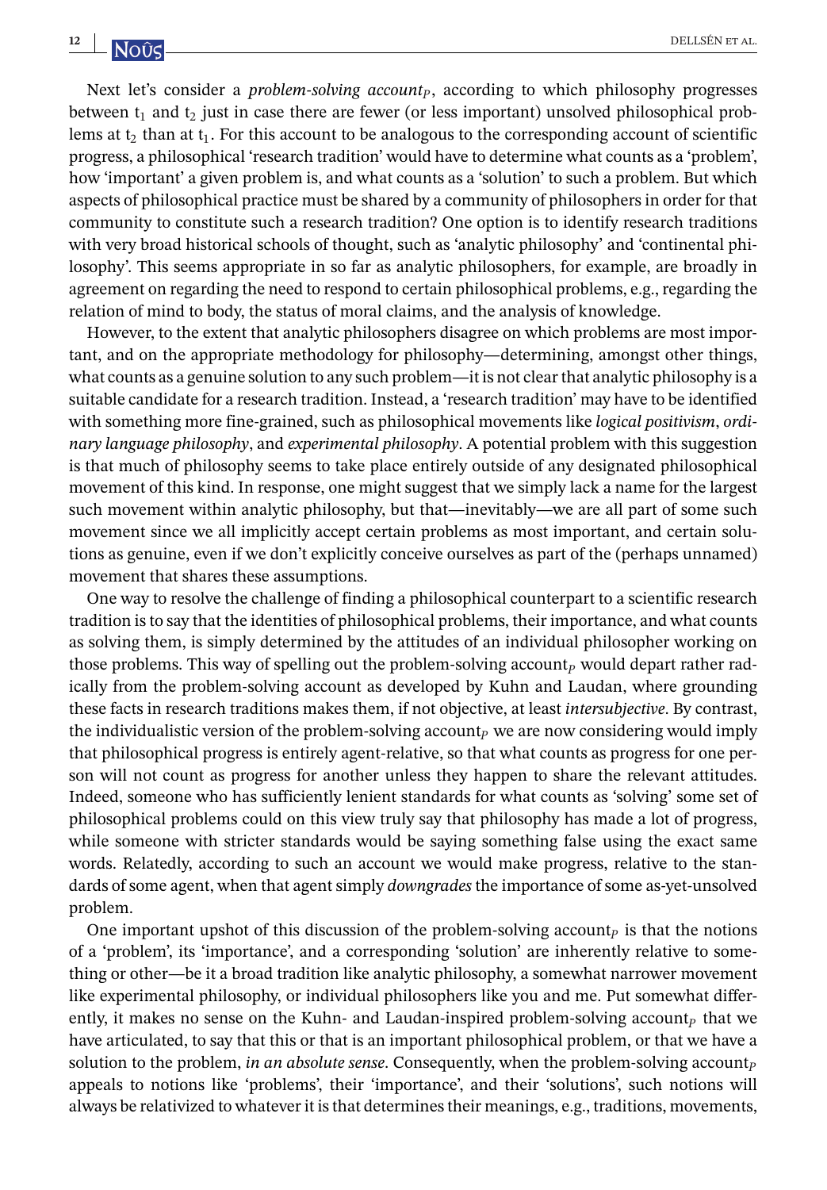Next let's consider a *problem-solving account$_P$*, according to which philosophy progresses between $t_1$ and $t_2$ just in case there are fewer (or less important) unsolved philosophical problems at $t_2$ than at $t_1$. For this account to be analogous to the corresponding account of scientific progress, a philosophical 'research tradition' would have to determine what counts as a 'problem', how 'important' a given problem is, and what counts as a 'solution' to such a problem. But which aspects of philosophical practice must be shared by a community of philosophers in order for that community to constitute such a research tradition? One option is to identify research traditions with very broad historical schools of thought, such as 'analytic philosophy' and 'continental philosophy'. This seems appropriate in so far as analytic philosophers, for example, are broadly in agreement on regarding the need to respond to certain philosophical problems, e.g., regarding the relation of mind to body, the status of moral claims, and the analysis of knowledge.

However, to the extent that analytic philosophers disagree on which problems are most important, and on the appropriate methodology for philosophy—determining, amongst other things, what counts as a genuine solution to any such problem—it is not clear that analytic philosophy is a suitable candidate for a research tradition. Instead, a 'research tradition' may have to be identified with something more fine-grained, such as philosophical movements like *logical positivism*, *ordinary language philosophy*, and *experimental philosophy*. A potential problem with this suggestion is that much of philosophy seems to take place entirely outside of any designated philosophical movement of this kind. In response, one might suggest that we simply lack a name for the largest such movement within analytic philosophy, but that—inevitably—we are all part of some such movement since we all implicitly accept certain problems as most important, and certain solutions as genuine, even if we don't explicitly conceive ourselves as part of the (perhaps unnamed) movement that shares these assumptions.

One way to resolve the challenge of finding a philosophical counterpart to a scientific research tradition is to say that the identities of philosophical problems, their importance, and what counts as solving them, is simply determined by the attitudes of an individual philosopher working on those problems. This way of spelling out the problem-solving account$_P$ would depart rather radically from the problem-solving account as developed by Kuhn and Laudan, where grounding these facts in research traditions makes them, if not objective, at least *intersubjective*. By contrast, the individualistic version of the problem-solving account$_P$ we are now considering would imply that philosophical progress is entirely agent-relative, so that what counts as progress for one person will not count as progress for another unless they happen to share the relevant attitudes. Indeed, someone who has sufficiently lenient standards for what counts as 'solving' some set of philosophical problems could on this view truly say that philosophy has made a lot of progress, while someone with stricter standards would be saying something false using the exact same words. Relatedly, according to such an account we would make progress, relative to the standards of some agent, when that agent simply *downgrades* the importance of some as-yet-unsolved problem.

One important upshot of this discussion of the problem-solving account$_P$ is that the notions of a 'problem', its 'importance', and a corresponding 'solution' are inherently relative to something or other—be it a broad tradition like analytic philosophy, a somewhat narrower movement like experimental philosophy, or individual philosophers like you and me. Put somewhat differently, it makes no sense on the Kuhn- and Laudan-inspired problem-solving account$_P$ that we have articulated, to say that this or that is an important philosophical problem, or that we have a solution to the problem, *in an absolute sense*. Consequently, when the problem-solving account$_P$ appeals to notions like 'problems', their 'importance', and their 'solutions', such notions will always be relativized to whatever it is that determines their meanings, e.g., traditions, movements,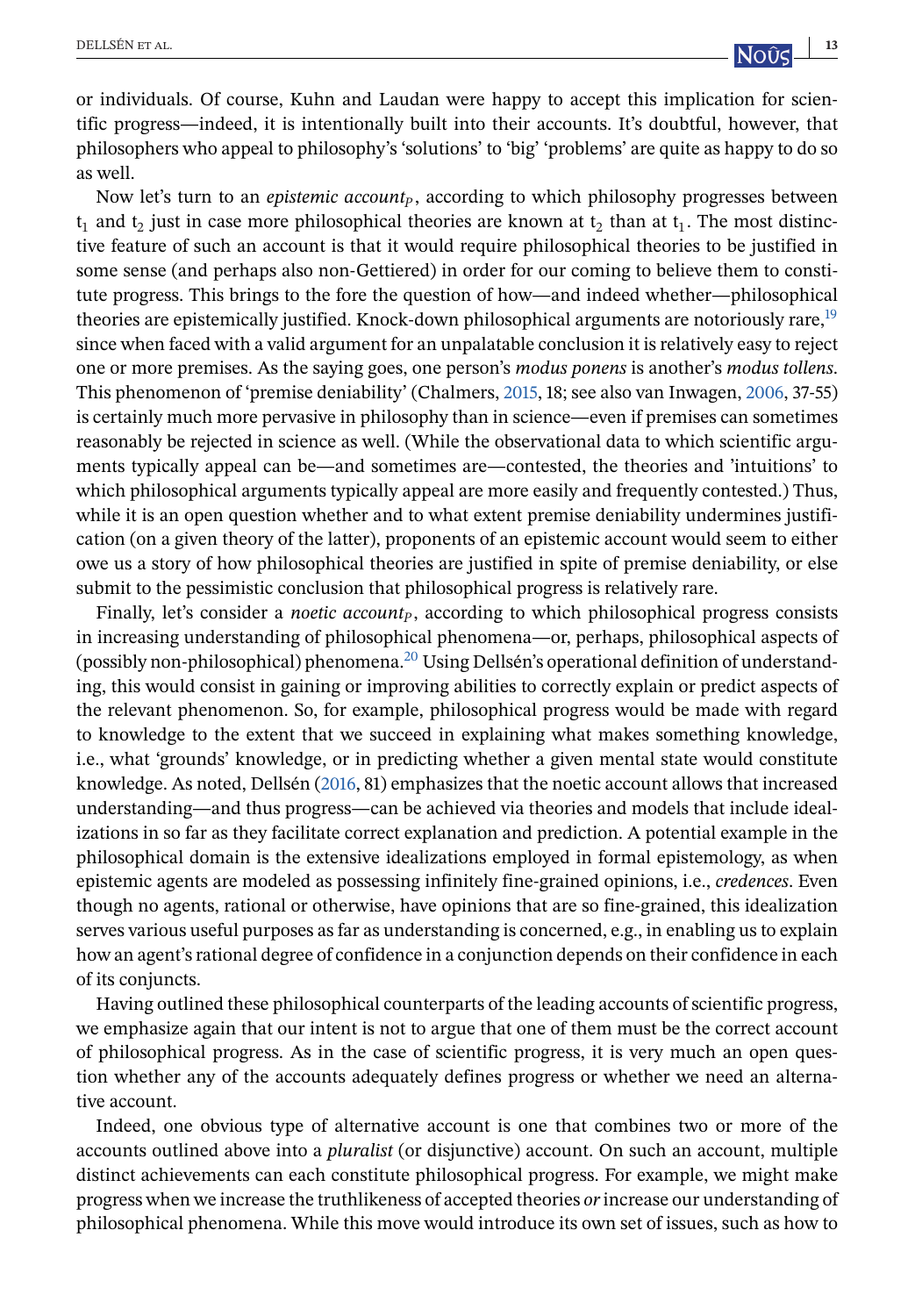or individuals. Of course, Kuhn and Laudan were happy to accept this implication for scientific progress—indeed, it is intentionally built into their accounts. It's doubtful, however, that philosophers who appeal to philosophy's 'solutions' to 'big' 'problems' are quite as happy to do so as well.

Now let's turn to an *epistemic account*$_P$, according to which philosophy progresses between $t_1$ and $t_2$ just in case more philosophical theories are known at $t_2$ than at $t_1$. The most distinctive feature of such an account is that it would require philosophical theories to be justified in some sense (and perhaps also non-Gettiered) in order for our coming to believe them to constitute progress. This brings to the fore the question of how—and indeed whether—philosophical theories are epistemically justified. Knock-down philosophical arguments are notoriously rare,[19] since when faced with a valid argument for an unpalatable conclusion it is relatively easy to reject one or more premises. As the saying goes, one person's *modus ponens* is another's *modus tollens*. This phenomenon of 'premise deniability' (Chalmers, 2015, 18; see also van Inwagen, 2006, 37-55) is certainly much more pervasive in philosophy than in science—even if premises can sometimes reasonably be rejected in science as well. (While the observational data to which scientific arguments typically appeal can be—and sometimes are—contested, the theories and 'intuitions' to which philosophical arguments typically appeal are more easily and frequently contested.) Thus, while it is an open question whether and to what extent premise deniability undermines justification (on a given theory of the latter), proponents of an epistemic account would seem to either owe us a story of how philosophical theories are justified in spite of premise deniability, or else submit to the pessimistic conclusion that philosophical progress is relatively rare.

Finally, let's consider a *noetic account*$_P$, according to which philosophical progress consists in increasing understanding of philosophical phenomena—or, perhaps, philosophical aspects of (possibly non-philosophical) phenomena.[20] Using Dellsén's operational definition of understanding, this would consist in gaining or improving abilities to correctly explain or predict aspects of the relevant phenomenon. So, for example, philosophical progress would be made with regard to knowledge to the extent that we succeed in explaining what makes something knowledge, i.e., what 'grounds' knowledge, or in predicting whether a given mental state would constitute knowledge. As noted, Dellsén (2016, 81) emphasizes that the noetic account allows that increased understanding—and thus progress—can be achieved via theories and models that include idealizations in so far as they facilitate correct explanation and prediction. A potential example in the philosophical domain is the extensive idealizations employed in formal epistemology, as when epistemic agents are modeled as possessing infinitely fine-grained opinions, i.e., *credences*. Even though no agents, rational or otherwise, have opinions that are so fine-grained, this idealization serves various useful purposes as far as understanding is concerned, e.g., in enabling us to explain how an agent's rational degree of confidence in a conjunction depends on their confidence in each of its conjuncts.

Having outlined these philosophical counterparts of the leading accounts of scientific progress, we emphasize again that our intent is not to argue that one of them must be the correct account of philosophical progress. As in the case of scientific progress, it is very much an open question whether any of the accounts adequately defines progress or whether we need an alternative account.

Indeed, one obvious type of alternative account is one that combines two or more of the accounts outlined above into a *pluralist* (or disjunctive) account. On such an account, multiple distinct achievements can each constitute philosophical progress. For example, we might make progress when we increase the truthlikeness of accepted theories *or* increase our understanding of philosophical phenomena. While this move would introduce its own set of issues, such as how to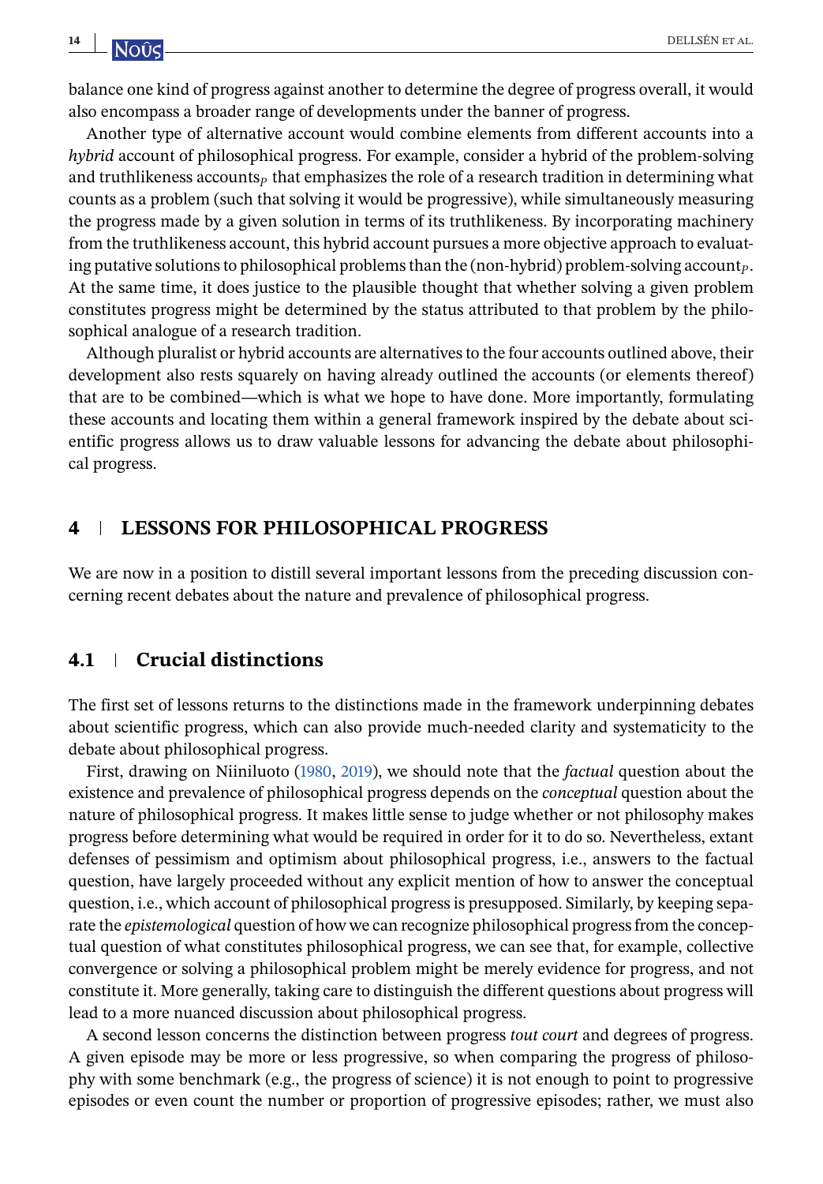balance one kind of progress against another to determine the degree of progress overall, it would also encompass a broader range of developments under the banner of progress.

Another type of alternative account would combine elements from different accounts into a *hybrid* account of philosophical progress. For example, consider a hybrid of the problem-solving and truthlikeness accounts$_P$ that emphasizes the role of a research tradition in determining what counts as a problem (such that solving it would be progressive), while simultaneously measuring the progress made by a given solution in terms of its truthlikeness. By incorporating machinery from the truthlikeness account, this hybrid account pursues a more objective approach to evaluating putative solutions to philosophical problems than the (non-hybrid) problem-solving account$_P$. At the same time, it does justice to the plausible thought that whether solving a given problem constitutes progress might be determined by the status attributed to that problem by the philosophical analogue of a research tradition.

Although pluralist or hybrid accounts are alternatives to the four accounts outlined above, their development also rests squarely on having already outlined the accounts (or elements thereof) that are to be combined—which is what we hope to have done. More importantly, formulating these accounts and locating them within a general framework inspired by the debate about scientific progress allows us to draw valuable lessons for advancing the debate about philosophical progress.

## 4 | LESSONS FOR PHILOSOPHICAL PROGRESS

We are now in a position to distill several important lessons from the preceding discussion concerning recent debates about the nature and prevalence of philosophical progress.

### 4.1 | Crucial distinctions

The first set of lessons returns to the distinctions made in the framework underpinning debates about scientific progress, which can also provide much-needed clarity and systematicity to the debate about philosophical progress.

First, drawing on Niiniluoto (1980, 2019), we should note that the *factual* question about the existence and prevalence of philosophical progress depends on the *conceptual* question about the nature of philosophical progress. It makes little sense to judge whether or not philosophy makes progress before determining what would be required in order for it to do so. Nevertheless, extant defenses of pessimism and optimism about philosophical progress, i.e., answers to the factual question, have largely proceeded without any explicit mention of how to answer the conceptual question, i.e., which account of philosophical progress is presupposed. Similarly, by keeping separate the *epistemological* question of how we can recognize philosophical progress from the conceptual question of what constitutes philosophical progress, we can see that, for example, collective convergence or solving a philosophical problem might be merely evidence for progress, and not constitute it. More generally, taking care to distinguish the different questions about progress will lead to a more nuanced discussion about philosophical progress.

A second lesson concerns the distinction between progress *tout court* and degrees of progress. A given episode may be more or less progressive, so when comparing the progress of philosophy with some benchmark (e.g., the progress of science) it is not enough to point to progressive episodes or even count the number or proportion of progressive episodes; rather, we must also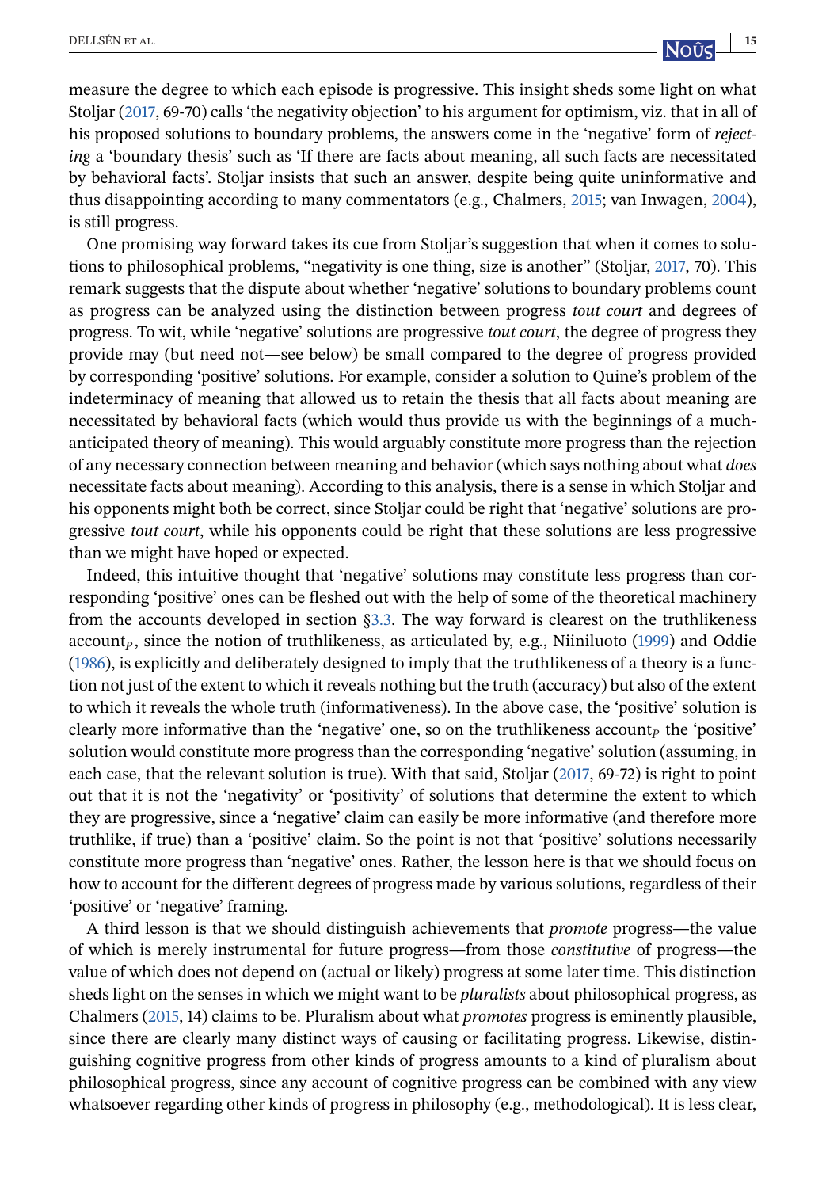measure the degree to which each episode is progressive. This insight sheds some light on what Stoljar (2017, 69-70) calls 'the negativity objection' to his argument for optimism, viz. that in all of his proposed solutions to boundary problems, the answers come in the 'negative' form of *rejecting* a 'boundary thesis' such as 'If there are facts about meaning, all such facts are necessitated by behavioral facts'. Stoljar insists that such an answer, despite being quite uninformative and thus disappointing according to many commentators (e.g., Chalmers, 2015; van Inwagen, 2004), is still progress.

One promising way forward takes its cue from Stoljar's suggestion that when it comes to solutions to philosophical problems, "negativity is one thing, size is another" (Stoljar, 2017, 70). This remark suggests that the dispute about whether 'negative' solutions to boundary problems count as progress can be analyzed using the distinction between progress *tout court* and degrees of progress. To wit, while 'negative' solutions are progressive *tout court*, the degree of progress they provide may (but need not—see below) be small compared to the degree of progress provided by corresponding 'positive' solutions. For example, consider a solution to Quine's problem of the indeterminacy of meaning that allowed us to retain the thesis that all facts about meaning are necessitated by behavioral facts (which would thus provide us with the beginnings of a much-anticipated theory of meaning). This would arguably constitute more progress than the rejection of any necessary connection between meaning and behavior (which says nothing about what *does* necessitate facts about meaning). According to this analysis, there is a sense in which Stoljar and his opponents might both be correct, since Stoljar could be right that 'negative' solutions are progressive *tout court*, while his opponents could be right that these solutions are less progressive than we might have hoped or expected.

Indeed, this intuitive thought that 'negative' solutions may constitute less progress than corresponding 'positive' ones can be fleshed out with the help of some of the theoretical machinery from the accounts developed in section §3.3. The way forward is clearest on the truthlikeness account$_P$, since the notion of truthlikeness, as articulated by, e.g., Niiniluoto (1999) and Oddie (1986), is explicitly and deliberately designed to imply that the truthlikeness of a theory is a function not just of the extent to which it reveals nothing but the truth (accuracy) but also of the extent to which it reveals the whole truth (informativeness). In the above case, the 'positive' solution is clearly more informative than the 'negative' one, so on the truthlikeness account$_P$ the 'positive' solution would constitute more progress than the corresponding 'negative' solution (assuming, in each case, that the relevant solution is true). With that said, Stoljar (2017, 69-72) is right to point out that it is not the 'negativity' or 'positivity' of solutions that determine the extent to which they are progressive, since a 'negative' claim can easily be more informative (and therefore more truthlike, if true) than a 'positive' claim. So the point is not that 'positive' solutions necessarily constitute more progress than 'negative' ones. Rather, the lesson here is that we should focus on how to account for the different degrees of progress made by various solutions, regardless of their 'positive' or 'negative' framing.

A third lesson is that we should distinguish achievements that *promote* progress—the value of which is merely instrumental for future progress—from those *constitutive* of progress—the value of which does not depend on (actual or likely) progress at some later time. This distinction sheds light on the senses in which we might want to be *pluralists* about philosophical progress, as Chalmers (2015, 14) claims to be. Pluralism about what *promotes* progress is eminently plausible, since there are clearly many distinct ways of causing or facilitating progress. Likewise, distinguishing cognitive progress from other kinds of progress amounts to a kind of pluralism about philosophical progress, since any account of cognitive progress can be combined with any view whatsoever regarding other kinds of progress in philosophy (e.g., methodological). It is less clear,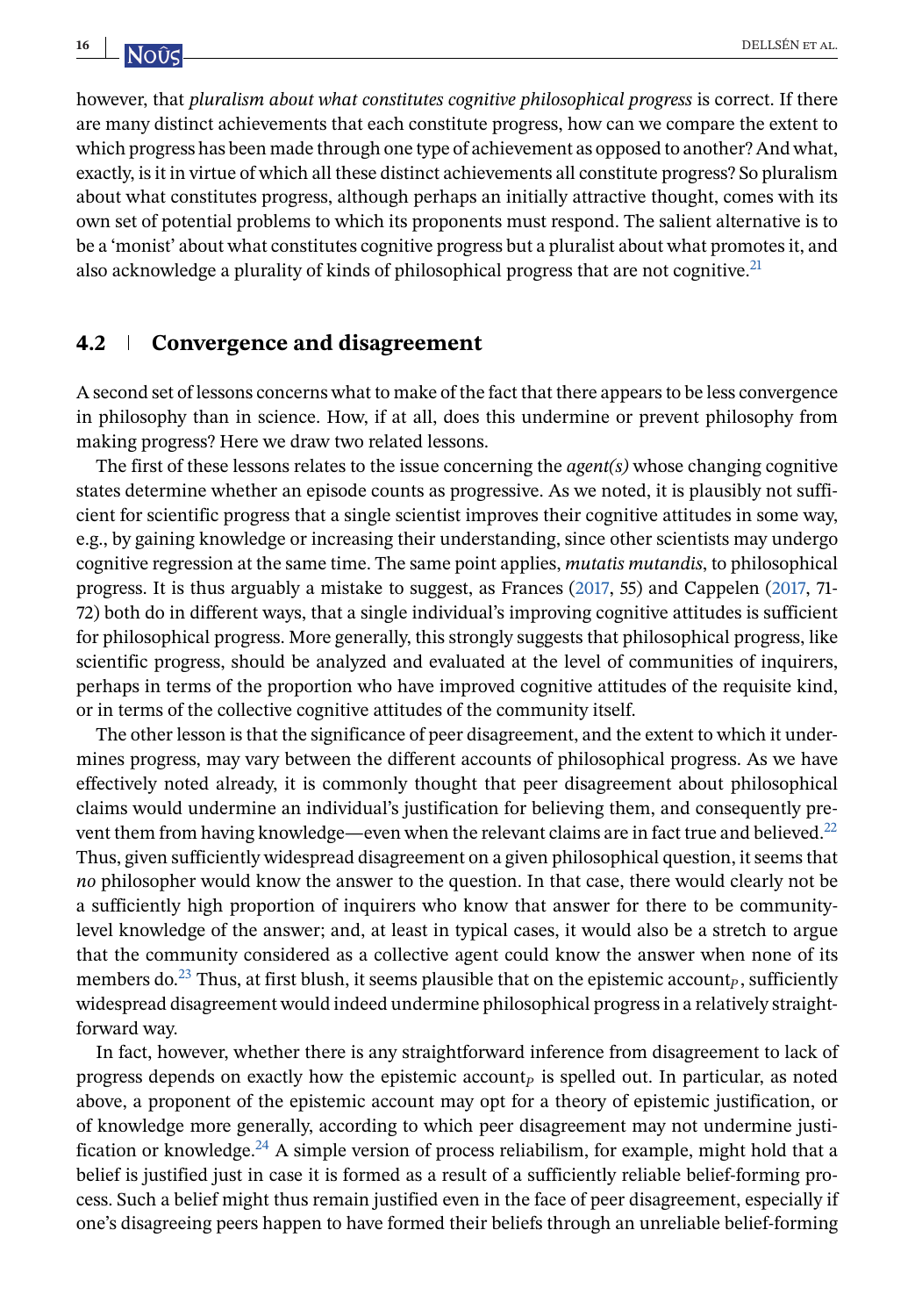however, that *pluralism about what constitutes cognitive philosophical progress* is correct. If there are many distinct achievements that each constitute progress, how can we compare the extent to which progress has been made through one type of achievement as opposed to another? And what, exactly, is it in virtue of which all these distinct achievements all constitute progress? So pluralism about what constitutes progress, although perhaps an initially attractive thought, comes with its own set of potential problems to which its proponents must respond. The salient alternative is to be a 'monist' about what constitutes cognitive progress but a pluralist about what promotes it, and also acknowledge a plurality of kinds of philosophical progress that are not cognitive.[21]

## 4.2 Convergence and disagreement

A second set of lessons concerns what to make of the fact that there appears to be less convergence in philosophy than in science. How, if at all, does this undermine or prevent philosophy from making progress? Here we draw two related lessons.

The first of these lessons relates to the issue concerning the *agent(s)* whose changing cognitive states determine whether an episode counts as progressive. As we noted, it is plausibly not sufficient for scientific progress that a single scientist improves their cognitive attitudes in some way, e.g., by gaining knowledge or increasing their understanding, since other scientists may undergo cognitive regression at the same time. The same point applies, *mutatis mutandis*, to philosophical progress. It is thus arguably a mistake to suggest, as Frances (2017, 55) and Cappelen (2017, 71-72) both do in different ways, that a single individual's improving cognitive attitudes is sufficient for philosophical progress. More generally, this strongly suggests that philosophical progress, like scientific progress, should be analyzed and evaluated at the level of communities of inquirers, perhaps in terms of the proportion who have improved cognitive attitudes of the requisite kind, or in terms of the collective cognitive attitudes of the community itself.

The other lesson is that the significance of peer disagreement, and the extent to which it undermines progress, may vary between the different accounts of philosophical progress. As we have effectively noted already, it is commonly thought that peer disagreement about philosophical claims would undermine an individual's justification for believing them, and consequently prevent them from having knowledge—even when the relevant claims are in fact true and believed.[22] Thus, given sufficiently widespread disagreement on a given philosophical question, it seems that *no* philosopher would know the answer to the question. In that case, there would clearly not be a sufficiently high proportion of inquirers who know that answer for there to be community-level knowledge of the answer; and, at least in typical cases, it would also be a stretch to argue that the community considered as a collective agent could know the answer when none of its members do.[23] Thus, at first blush, it seems plausible that on the epistemic account$_P$, sufficiently widespread disagreement would indeed undermine philosophical progress in a relatively straightforward way.

In fact, however, whether there is any straightforward inference from disagreement to lack of progress depends on exactly how the epistemic account$_P$ is spelled out. In particular, as noted above, a proponent of the epistemic account may opt for a theory of epistemic justification, or of knowledge more generally, according to which peer disagreement may not undermine justification or knowledge.[24] A simple version of process reliabilism, for example, might hold that a belief is justified just in case it is formed as a result of a sufficiently reliable belief-forming process. Such a belief might thus remain justified even in the face of peer disagreement, especially if one's disagreeing peers happen to have formed their beliefs through an unreliable belief-forming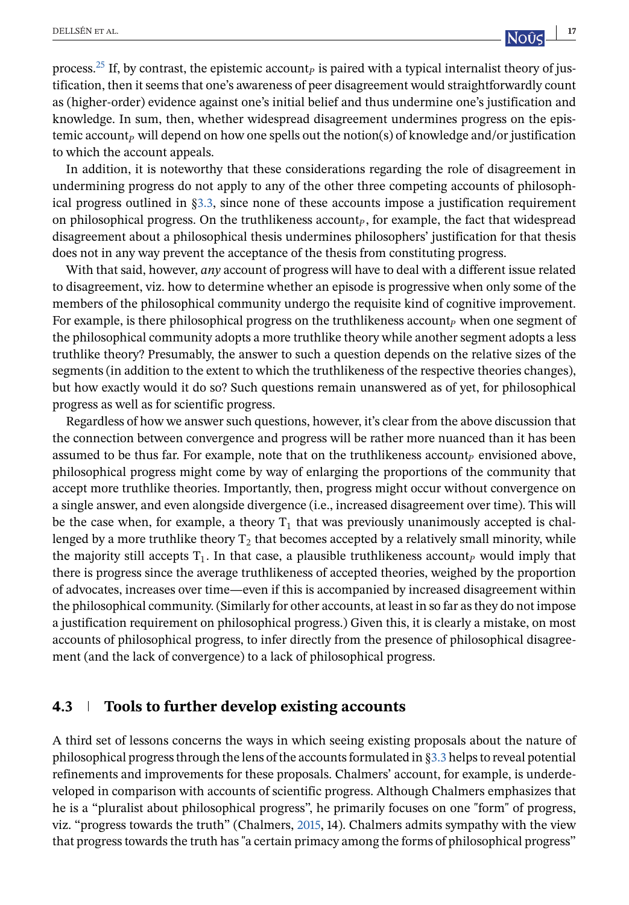process.[25] If, by contrast, the epistemic account$_P$ is paired with a typical internalist theory of justification, then it seems that one's awareness of peer disagreement would straightforwardly count as (higher-order) evidence against one's initial belief and thus undermine one's justification and knowledge. In sum, then, whether widespread disagreement undermines progress on the epistemic account$_P$ will depend on how one spells out the notion(s) of knowledge and/or justification to which the account appeals.

In addition, it is noteworthy that these considerations regarding the role of disagreement in undermining progress do not apply to any of the other three competing accounts of philosophical progress outlined in §3.3, since none of these accounts impose a justification requirement on philosophical progress. On the truthlikeness account$_P$, for example, the fact that widespread disagreement about a philosophical thesis undermines philosophers' justification for that thesis does not in any way prevent the acceptance of the thesis from constituting progress.

With that said, however, *any* account of progress will have to deal with a different issue related to disagreement, viz. how to determine whether an episode is progressive when only some of the members of the philosophical community undergo the requisite kind of cognitive improvement. For example, is there philosophical progress on the truthlikeness account$_P$ when one segment of the philosophical community adopts a more truthlike theory while another segment adopts a less truthlike theory? Presumably, the answer to such a question depends on the relative sizes of the segments (in addition to the extent to which the truthlikeness of the respective theories changes), but how exactly would it do so? Such questions remain unanswered as of yet, for philosophical progress as well as for scientific progress.

Regardless of how we answer such questions, however, it's clear from the above discussion that the connection between convergence and progress will be rather more nuanced than it has been assumed to be thus far. For example, note that on the truthlikeness account$_P$ envisioned above, philosophical progress might come by way of enlarging the proportions of the community that accept more truthlike theories. Importantly, then, progress might occur without convergence on a single answer, and even alongside divergence (i.e., increased disagreement over time). This will be the case when, for example, a theory $T_1$ that was previously unanimously accepted is challenged by a more truthlike theory $T_2$ that becomes accepted by a relatively small minority, while the majority still accepts $T_1$. In that case, a plausible truthlikeness account$_P$ would imply that there is progress since the average truthlikeness of accepted theories, weighed by the proportion of advocates, increases over time—even if this is accompanied by increased disagreement within the philosophical community. (Similarly for other accounts, at least in so far as they do not impose a justification requirement on philosophical progress.) Given this, it is clearly a mistake, on most accounts of philosophical progress, to infer directly from the presence of philosophical disagreement (and the lack of convergence) to a lack of philosophical progress.

### 4.3 Tools to further develop existing accounts

A third set of lessons concerns the ways in which seeing existing proposals about the nature of philosophical progress through the lens of the accounts formulated in §3.3 helps to reveal potential refinements and improvements for these proposals. Chalmers' account, for example, is underdeveloped in comparison with accounts of scientific progress. Although Chalmers emphasizes that he is a "pluralist about philosophical progress", he primarily focuses on one "form" of progress, viz. "progress towards the truth" (Chalmers, 2015, 14). Chalmers admits sympathy with the view that progress towards the truth has "a certain primacy among the forms of philosophical progress"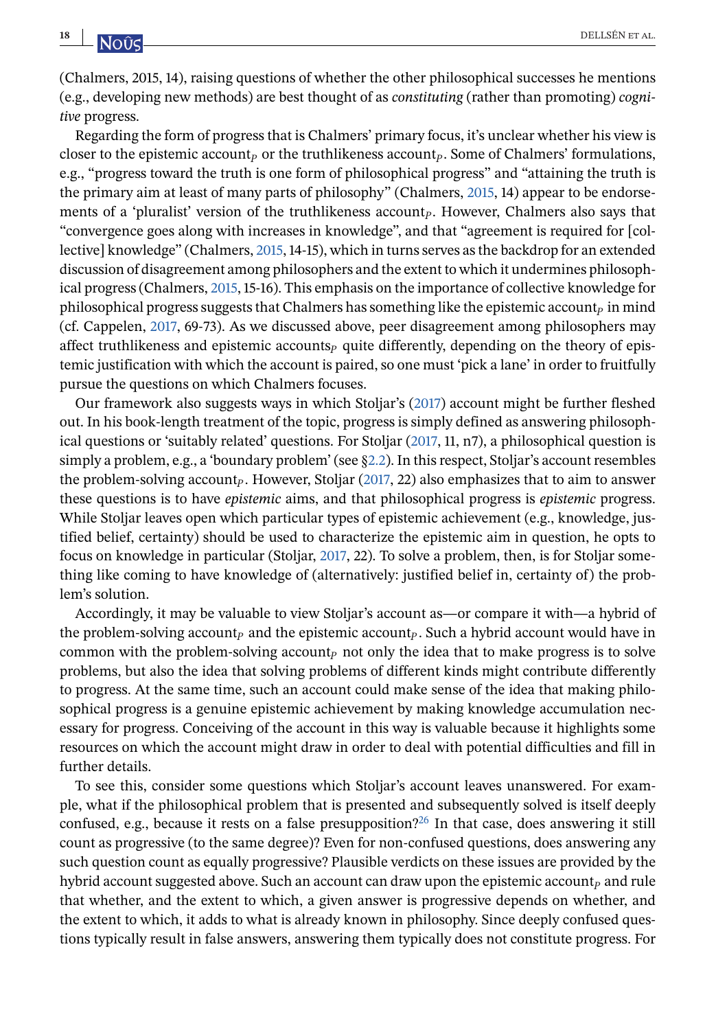(Chalmers, 2015, 14), raising questions of whether the other philosophical successes he mentions (e.g., developing new methods) are best thought of as *constituting* (rather than promoting) *cognitive* progress.

Regarding the form of progress that is Chalmers' primary focus, it's unclear whether his view is closer to the epistemic account$_P$ or the truthlikeness account$_P$. Some of Chalmers' formulations, e.g., "progress toward the truth is one form of philosophical progress" and "attaining the truth is the primary aim at least of many parts of philosophy" (Chalmers, 2015, 14) appear to be endorsements of a 'pluralist' version of the truthlikeness account$_P$. However, Chalmers also says that "convergence goes along with increases in knowledge", and that "agreement is required for [collective] knowledge" (Chalmers, 2015, 14-15), which in turns serves as the backdrop for an extended discussion of disagreement among philosophers and the extent to which it undermines philosophical progress (Chalmers, 2015, 15-16). This emphasis on the importance of collective knowledge for philosophical progress suggests that Chalmers has something like the epistemic account$_P$ in mind (cf. Cappelen, 2017, 69-73). As we discussed above, peer disagreement among philosophers may affect truthlikeness and epistemic accounts$_P$ quite differently, depending on the theory of epistemic justification with which the account is paired, so one must 'pick a lane' in order to fruitfully pursue the questions on which Chalmers focuses.

Our framework also suggests ways in which Stoljar's (2017) account might be further fleshed out. In his book-length treatment of the topic, progress is simply defined as answering philosophical questions or 'suitably related' questions. For Stoljar (2017, 11, n7), a philosophical question is simply a problem, e.g., a 'boundary problem' (see §2.2). In this respect, Stoljar's account resembles the problem-solving account$_P$. However, Stoljar (2017, 22) also emphasizes that to aim to answer these questions is to have *epistemic* aims, and that philosophical progress is *epistemic* progress. While Stoljar leaves open which particular types of epistemic achievement (e.g., knowledge, justified belief, certainty) should be used to characterize the epistemic aim in question, he opts to focus on knowledge in particular (Stoljar, 2017, 22). To solve a problem, then, is for Stoljar something like coming to have knowledge of (alternatively: justified belief in, certainty of) the problem's solution.

Accordingly, it may be valuable to view Stoljar's account as—or compare it with—a hybrid of the problem-solving account$_P$ and the epistemic account$_P$. Such a hybrid account would have in common with the problem-solving account$_P$ not only the idea that to make progress is to solve problems, but also the idea that solving problems of different kinds might contribute differently to progress. At the same time, such an account could make sense of the idea that making philosophical progress is a genuine epistemic achievement by making knowledge accumulation necessary for progress. Conceiving of the account in this way is valuable because it highlights some resources on which the account might draw in order to deal with potential difficulties and fill in further details.

To see this, consider some questions which Stoljar's account leaves unanswered. For example, what if the philosophical problem that is presented and subsequently solved is itself deeply confused, e.g., because it rests on a false presupposition?[26] In that case, does answering it still count as progressive (to the same degree)? Even for non-confused questions, does answering any such question count as equally progressive? Plausible verdicts on these issues are provided by the hybrid account suggested above. Such an account can draw upon the epistemic account$_P$ and rule that whether, and the extent to which, a given answer is progressive depends on whether, and the extent to which, it adds to what is already known in philosophy. Since deeply confused questions typically result in false answers, answering them typically does not constitute progress. For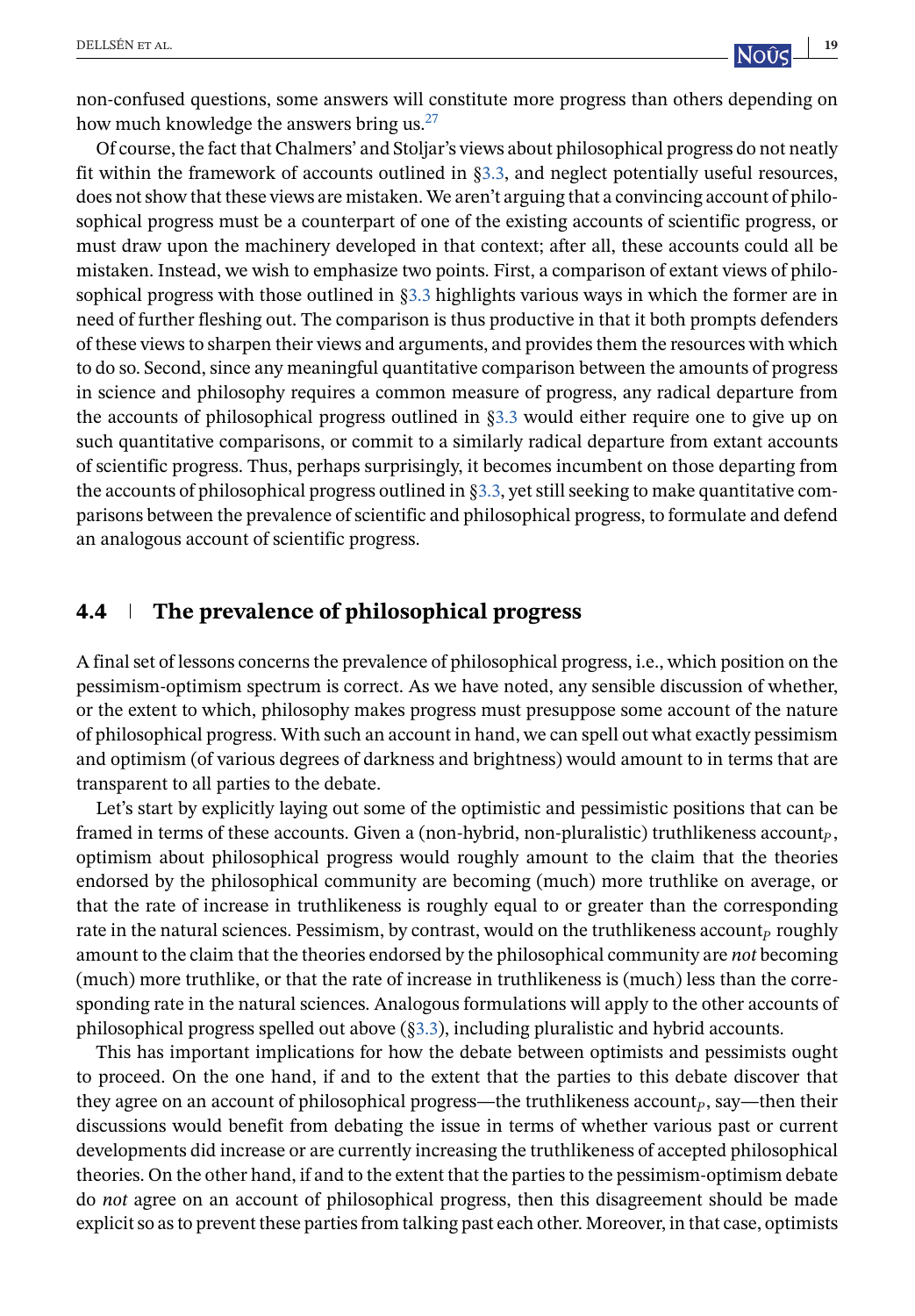non-confused questions, some answers will constitute more progress than others depending on how much knowledge the answers bring us.[27]

Of course, the fact that Chalmers' and Stoljar's views about philosophical progress do not neatly fit within the framework of accounts outlined in §3.3, and neglect potentially useful resources, does not show that these views are mistaken. We aren't arguing that a convincing account of philosophical progress must be a counterpart of one of the existing accounts of scientific progress, or must draw upon the machinery developed in that context; after all, these accounts could all be mistaken. Instead, we wish to emphasize two points. First, a comparison of extant views of philosophical progress with those outlined in §3.3 highlights various ways in which the former are in need of further fleshing out. The comparison is thus productive in that it both prompts defenders of these views to sharpen their views and arguments, and provides them the resources with which to do so. Second, since any meaningful quantitative comparison between the amounts of progress in science and philosophy requires a common measure of progress, any radical departure from the accounts of philosophical progress outlined in §3.3 would either require one to give up on such quantitative comparisons, or commit to a similarly radical departure from extant accounts of scientific progress. Thus, perhaps surprisingly, it becomes incumbent on those departing from the accounts of philosophical progress outlined in §3.3, yet still seeking to make quantitative comparisons between the prevalence of scientific and philosophical progress, to formulate and defend an analogous account of scientific progress.

## 4.4 | The prevalence of philosophical progress

A final set of lessons concerns the prevalence of philosophical progress, i.e., which position on the pessimism-optimism spectrum is correct. As we have noted, any sensible discussion of whether, or the extent to which, philosophy makes progress must presuppose some account of the nature of philosophical progress. With such an account in hand, we can spell out what exactly pessimism and optimism (of various degrees of darkness and brightness) would amount to in terms that are transparent to all parties to the debate.

Let's start by explicitly laying out some of the optimistic and pessimistic positions that can be framed in terms of these accounts. Given a (non-hybrid, non-pluralistic) truthlikeness account$_P$, optimism about philosophical progress would roughly amount to the claim that the theories endorsed by the philosophical community are becoming (much) more truthlike on average, or that the rate of increase in truthlikeness is roughly equal to or greater than the corresponding rate in the natural sciences. Pessimism, by contrast, would on the truthlikeness account$_P$ roughly amount to the claim that the theories endorsed by the philosophical community are *not* becoming (much) more truthlike, or that the rate of increase in truthlikeness is (much) less than the corresponding rate in the natural sciences. Analogous formulations will apply to the other accounts of philosophical progress spelled out above (§3.3), including pluralistic and hybrid accounts.

This has important implications for how the debate between optimists and pessimists ought to proceed. On the one hand, if and to the extent that the parties to this debate discover that they agree on an account of philosophical progress—the truthlikeness account$_P$, say—then their discussions would benefit from debating the issue in terms of whether various past or current developments did increase or are currently increasing the truthlikeness of accepted philosophical theories. On the other hand, if and to the extent that the parties to the pessimism-optimism debate do *not* agree on an account of philosophical progress, then this disagreement should be made explicit so as to prevent these parties from talking past each other. Moreover, in that case, optimists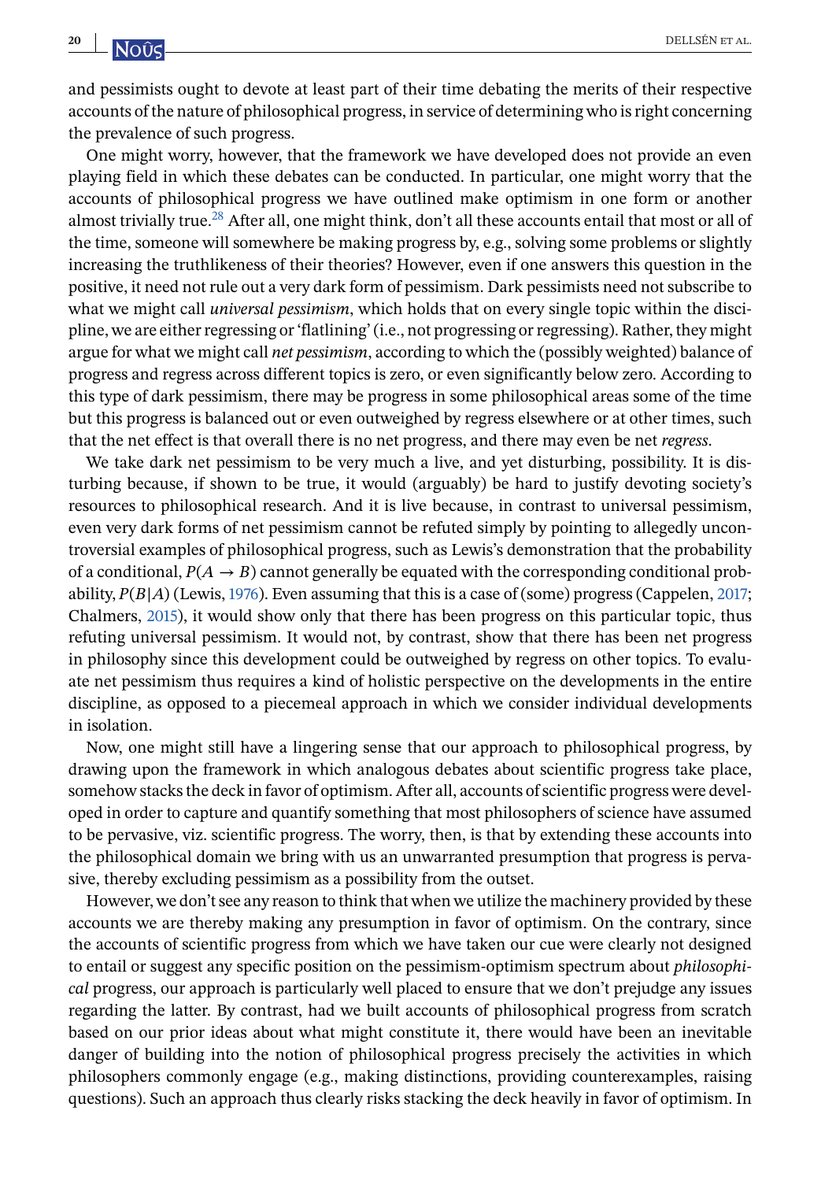and pessimists ought to devote at least part of their time debating the merits of their respective accounts of the nature of philosophical progress, in service of determining who is right concerning the prevalence of such progress.

One might worry, however, that the framework we have developed does not provide an even playing field in which these debates can be conducted. In particular, one might worry that the accounts of philosophical progress we have outlined make optimism in one form or another almost trivially true.[28] After all, one might think, don't all these accounts entail that most or all of the time, someone will somewhere be making progress by, e.g., solving some problems or slightly increasing the truthlikeness of their theories? However, even if one answers this question in the positive, it need not rule out a very dark form of pessimism. Dark pessimists need not subscribe to what we might call *universal pessimism*, which holds that on every single topic within the discipline, we are either regressing or 'flatlining' (i.e., not progressing or regressing). Rather, they might argue for what we might call *net pessimism*, according to which the (possibly weighted) balance of progress and regress across different topics is zero, or even significantly below zero. According to this type of dark pessimism, there may be progress in some philosophical areas some of the time but this progress is balanced out or even outweighed by regress elsewhere or at other times, such that the net effect is that overall there is no net progress, and there may even be net *regress*.

We take dark net pessimism to be very much a live, and yet disturbing, possibility. It is disturbing because, if shown to be true, it would (arguably) be hard to justify devoting society's resources to philosophical research. And it is live because, in contrast to universal pessimism, even very dark forms of net pessimism cannot be refuted simply by pointing to allegedly uncontroversial examples of philosophical progress, such as Lewis's demonstration that the probability of a conditional, $P(A \rightarrow B)$ cannot generally be equated with the corresponding conditional probability, $P(B|A)$ (Lewis, 1976). Even assuming that this is a case of (some) progress (Cappelen, 2017; Chalmers, 2015), it would show only that there has been progress on this particular topic, thus refuting universal pessimism. It would not, by contrast, show that there has been net progress in philosophy since this development could be outweighed by regress on other topics. To evaluate net pessimism thus requires a kind of holistic perspective on the developments in the entire discipline, as opposed to a piecemeal approach in which we consider individual developments in isolation.

Now, one might still have a lingering sense that our approach to philosophical progress, by drawing upon the framework in which analogous debates about scientific progress take place, somehow stacks the deck in favor of optimism. After all, accounts of scientific progress were developed in order to capture and quantify something that most philosophers of science have assumed to be pervasive, viz. scientific progress. The worry, then, is that by extending these accounts into the philosophical domain we bring with us an unwarranted presumption that progress is pervasive, thereby excluding pessimism as a possibility from the outset.

However, we don't see any reason to think that when we utilize the machinery provided by these accounts we are thereby making any presumption in favor of optimism. On the contrary, since the accounts of scientific progress from which we have taken our cue were clearly not designed to entail or suggest any specific position on the pessimism-optimism spectrum about *philosophical* progress, our approach is particularly well placed to ensure that we don't prejudge any issues regarding the latter. By contrast, had we built accounts of philosophical progress from scratch based on our prior ideas about what might constitute it, there would have been an inevitable danger of building into the notion of philosophical progress precisely the activities in which philosophers commonly engage (e.g., making distinctions, providing counterexamples, raising questions). Such an approach thus clearly risks stacking the deck heavily in favor of optimism. In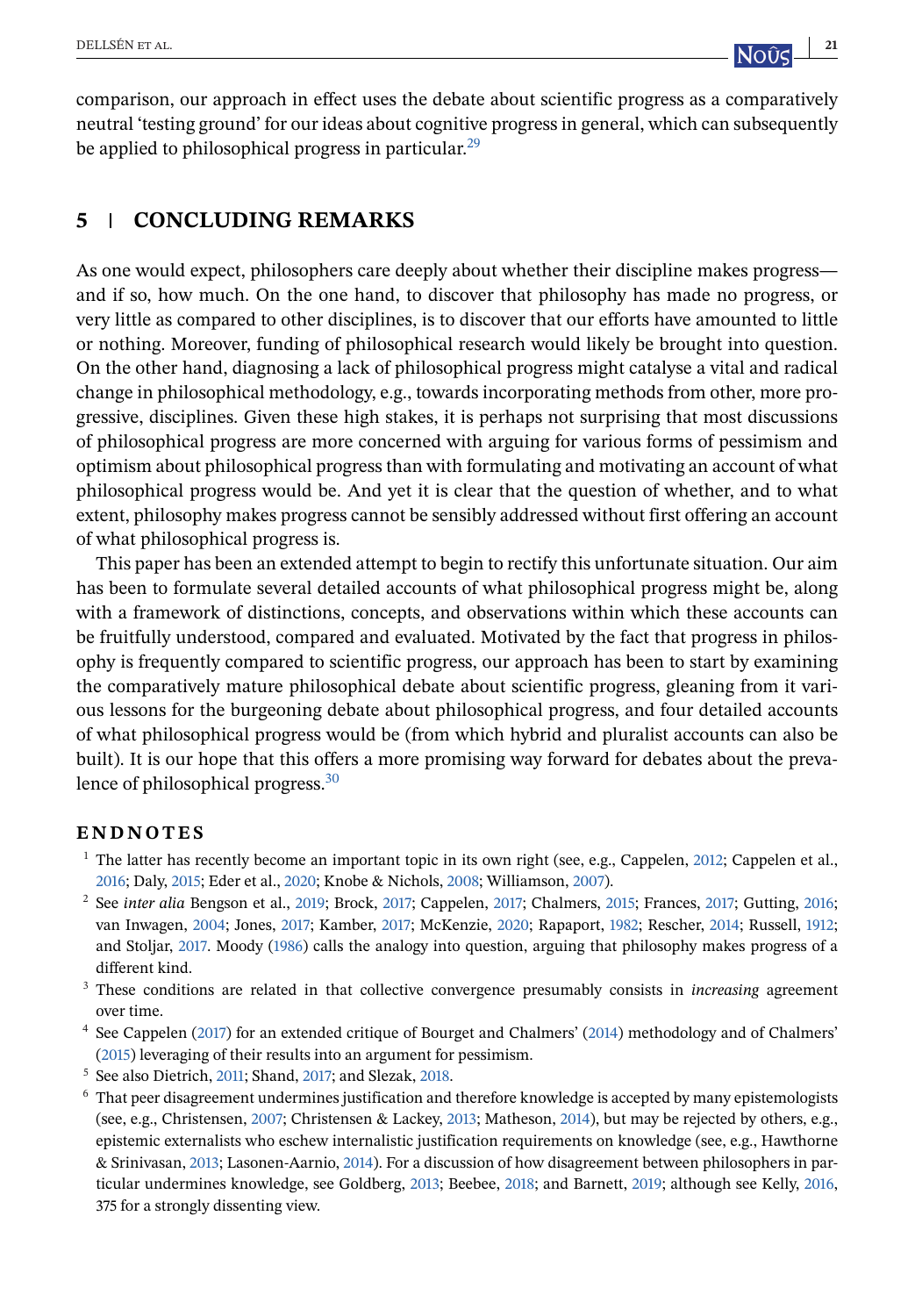comparison, our approach in effect uses the debate about scientific progress as a comparatively neutral 'testing ground' for our ideas about cognitive progress in general, which can subsequently be applied to philosophical progress in particular.[29]

## 5 | CONCLUDING REMARKS

As one would expect, philosophers care deeply about whether their discipline makes progress—and if so, how much. On the one hand, to discover that philosophy has made no progress, or very little as compared to other disciplines, is to discover that our efforts have amounted to little or nothing. Moreover, funding of philosophical research would likely be brought into question. On the other hand, diagnosing a lack of philosophical progress might catalyse a vital and radical change in philosophical methodology, e.g., towards incorporating methods from other, more progressive, disciplines. Given these high stakes, it is perhaps not surprising that most discussions of philosophical progress are more concerned with arguing for various forms of pessimism and optimism about philosophical progress than with formulating and motivating an account of what philosophical progress would be. And yet it is clear that the question of whether, and to what extent, philosophy makes progress cannot be sensibly addressed without first offering an account of what philosophical progress is.

This paper has been an extended attempt to begin to rectify this unfortunate situation. Our aim has been to formulate several detailed accounts of what philosophical progress might be, along with a framework of distinctions, concepts, and observations within which these accounts can be fruitfully understood, compared and evaluated. Motivated by the fact that progress in philosophy is frequently compared to scientific progress, our approach has been to start by examining the comparatively mature philosophical debate about scientific progress, gleaning from it various lessons for the burgeoning debate about philosophical progress, and four detailed accounts of what philosophical progress would be (from which hybrid and pluralist accounts can also be built). It is our hope that this offers a more promising way forward for debates about the prevalence of philosophical progress.[30]

### ENDNOTES

[1] The latter has recently become an important topic in its own right (see, e.g., Cappelen, 2012; Cappelen et al., 2016; Daly, 2015; Eder et al., 2020; Knobe & Nichols, 2008; Williamson, 2007).

[2] See *inter alia* Bengson et al., 2019; Brock, 2017; Cappelen, 2017; Chalmers, 2015; Frances, 2017; Gutting, 2016; van Inwagen, 2004; Jones, 2017; Kamber, 2017; McKenzie, 2020; Rapaport, 1982; Rescher, 2014; Russell, 1912; and Stoljar, 2017. Moody (1986) calls the analogy into question, arguing that philosophy makes progress of a different kind.

[3] These conditions are related in that collective convergence presumably consists in *increasing* agreement over time.

[4] See Cappelen (2017) for an extended critique of Bourget and Chalmers' (2014) methodology and of Chalmers' (2015) leveraging of their results into an argument for pessimism.

[5] See also Dietrich, 2011; Shand, 2017; and Slezak, 2018.

[6] That peer disagreement undermines justification and therefore knowledge is accepted by many epistemologists (see, e.g., Christensen, 2007; Christensen & Lackey, 2013; Matheson, 2014), but may be rejected by others, e.g., epistemic externalists who eschew internalistic justification requirements on knowledge (see, e.g., Hawthorne & Srinivasan, 2013; Lasonen-Aarnio, 2014). For a discussion of how disagreement between philosophers in particular undermines knowledge, see Goldberg, 2013; Beebee, 2018; and Barnett, 2019; although see Kelly, 2016, 375 for a strongly dissenting view.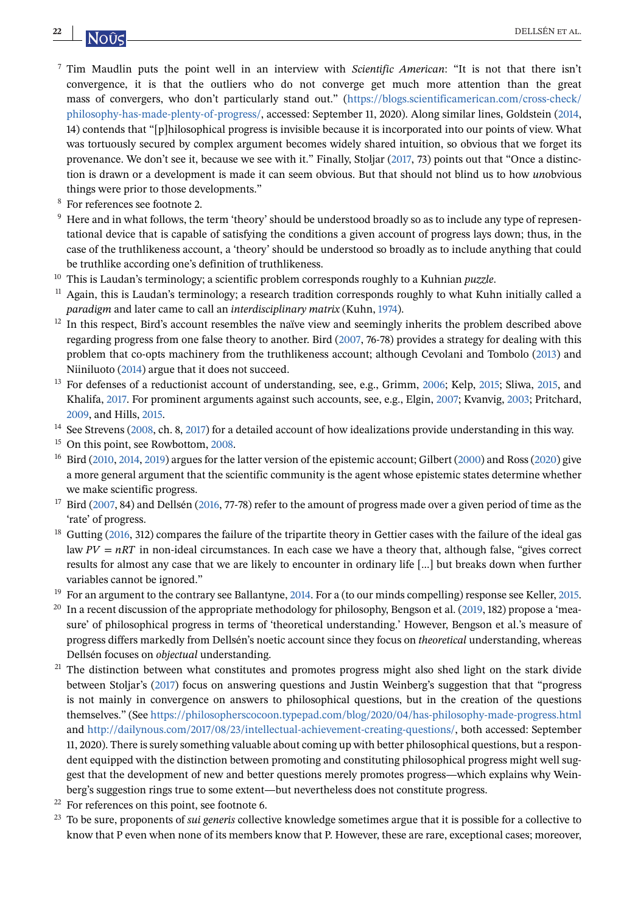[7] Tim Maudlin puts the point well in an interview with *Scientific American*: "It is not that there isn't convergence, it is that the outliers who do not converge get much more attention than the great mass of convergers, who don't particularly stand out." (https://blogs.scientificamerican.com/cross-check/philosophy-has-made-plenty-of-progress/, accessed: September 11, 2020). Along similar lines, Goldstein (2014, 14) contends that "[p]hilosophical progress is invisible because it is incorporated into our points of view. What was tortuously secured by complex argument becomes widely shared intuition, so obvious that we forget its provenance. We don't see it, because we see with it." Finally, Stoljar (2017, 73) points out that "Once a distinction is drawn or a development is made it can seem obvious. But that should not blind us to how *un*obvious things were prior to those developments."

[8] For references see footnote 2.

[9] Here and in what follows, the term 'theory' should be understood broadly so as to include any type of representational device that is capable of satisfying the conditions a given account of progress lays down; thus, in the case of the truthlikeness account, a 'theory' should be understood so broadly as to include anything that could be truthlike according one's definition of truthlikeness.

[10] This is Laudan's terminology; a scientific problem corresponds roughly to a Kuhnian *puzzle*.

[11] Again, this is Laudan's terminology; a research tradition corresponds roughly to what Kuhn initially called a *paradigm* and later came to call an *interdisciplinary matrix* (Kuhn, 1974).

[12] In this respect, Bird's account resembles the naïve view and seemingly inherits the problem described above regarding progress from one false theory to another. Bird (2007, 76-78) provides a strategy for dealing with this problem that co-opts machinery from the truthlikeness account; although Cevolani and Tombolo (2013) and Niiniluoto (2014) argue that it does not succeed.

[13] For defenses of a reductionist account of understanding, see, e.g., Grimm, 2006; Kelp, 2015; Sliwa, 2015, and Khalifa, 2017. For prominent arguments against such accounts, see, e.g., Elgin, 2007; Kvanvig, 2003; Pritchard, 2009, and Hills, 2015.

[14] See Strevens (2008, ch. 8, 2017) for a detailed account of how idealizations provide understanding in this way.

[15] On this point, see Rowbottom, 2008.

[16] Bird (2010, 2014, 2019) argues for the latter version of the epistemic account; Gilbert (2000) and Ross (2020) give a more general argument that the scientific community is the agent whose epistemic states determine whether we make scientific progress.

[17] Bird (2007, 84) and Dellsén (2016, 77-78) refer to the amount of progress made over a given period of time as the 'rate' of progress.

[18] Gutting (2016, 312) compares the failure of the tripartite theory in Gettier cases with the failure of the ideal gas law $PV = nRT$ in non-ideal circumstances. In each case we have a theory that, although false, "gives correct results for almost any case that we are likely to encounter in ordinary life [...] but breaks down when further variables cannot be ignored."

[19] For an argument to the contrary see Ballantyne, 2014. For a (to our minds compelling) response see Keller, 2015.

[20] In a recent discussion of the appropriate methodology for philosophy, Bengson et al. (2019, 182) propose a 'measure' of philosophical progress in terms of 'theoretical understanding.' However, Bengson et al.'s measure of progress differs markedly from Dellsén's noetic account since they focus on *theoretical* understanding, whereas Dellsén focuses on *objectual* understanding.

[21] The distinction between what constitutes and promotes progress might also shed light on the stark divide between Stoljar's (2017) focus on answering questions and Justin Weinberg's suggestion that that "progress is not mainly in convergence on answers to philosophical questions, but in the creation of the questions themselves." (See https://philosopherscocoon.typepad.com/blog/2020/04/has-philosophy-made-progress.html and http://dailynous.com/2017/08/23/intellectual-achievement-creating-questions/, both accessed: September 11, 2020). There is surely something valuable about coming up with better philosophical questions, but a respondent equipped with the distinction between promoting and constituting philosophical progress might well suggest that the development of new and better questions merely promotes progress—which explains why Weinberg's suggestion rings true to some extent—but nevertheless does not constitute progress.

[22] For references on this point, see footnote 6.

[23] To be sure, proponents of *sui generis* collective knowledge sometimes argue that it is possible for a collective to know that P even when none of its members know that P. However, these are rare, exceptional cases; moreover,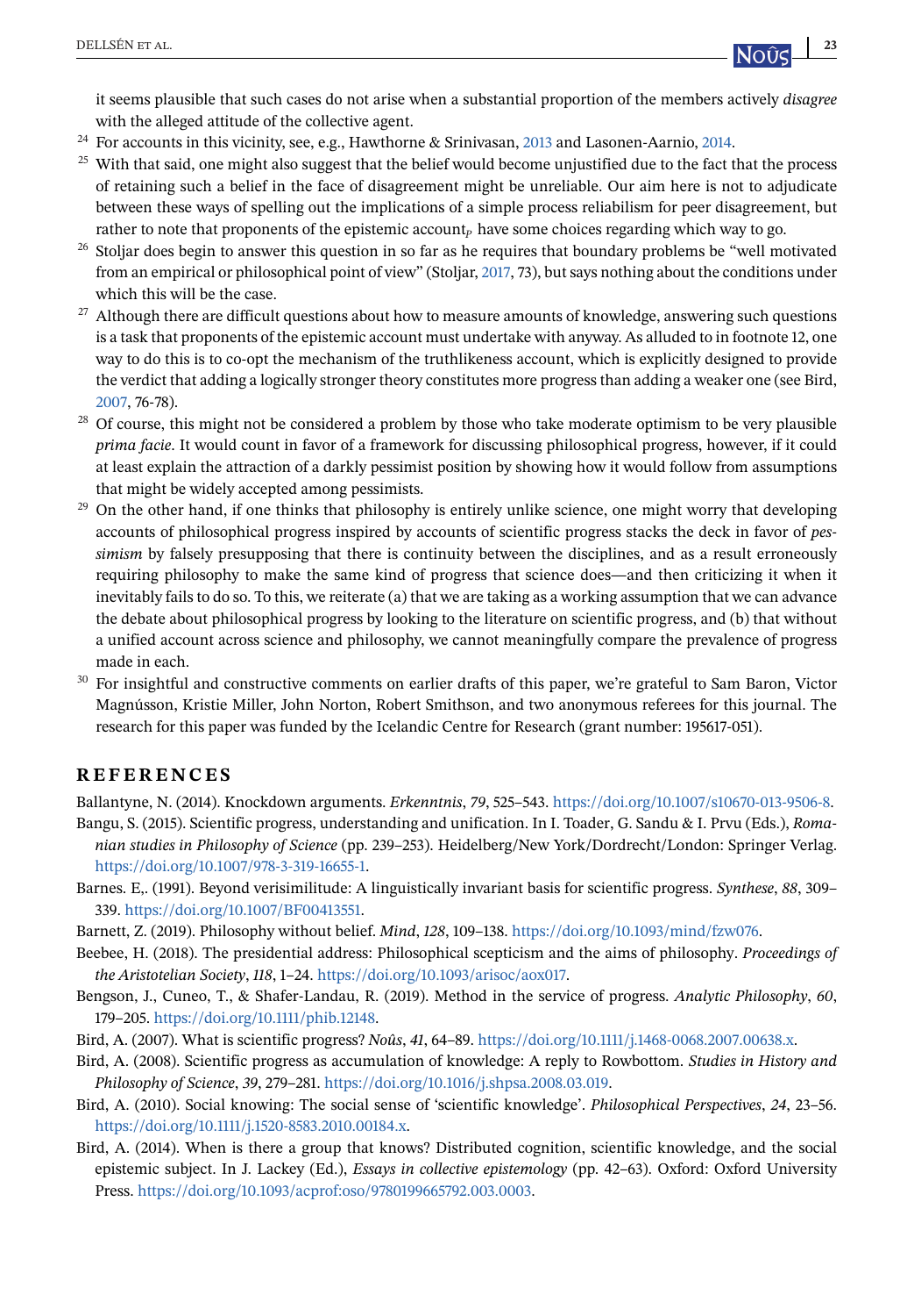it seems plausible that such cases do not arise when a substantial proportion of the members actively *disagree* with the alleged attitude of the collective agent.

[24] For accounts in this vicinity, see, e.g., Hawthorne & Srinivasan, 2013 and Lasonen-Aarnio, 2014.

[25] With that said, one might also suggest that the belief would become unjustified due to the fact that the process of retaining such a belief in the face of disagreement might be unreliable. Our aim here is not to adjudicate between these ways of spelling out the implications of a simple process reliabilism for peer disagreement, but rather to note that proponents of the epistemic account$_p$ have some choices regarding which way to go.

[26] Stoljar does begin to answer this question in so far as he requires that boundary problems be "well motivated from an empirical or philosophical point of view" (Stoljar, 2017, 73), but says nothing about the conditions under which this will be the case.

[27] Although there are difficult questions about how to measure amounts of knowledge, answering such questions is a task that proponents of the epistemic account must undertake with anyway. As alluded to in footnote 12, one way to do this is to co-opt the mechanism of the truthlikeness account, which is explicitly designed to provide the verdict that adding a logically stronger theory constitutes more progress than adding a weaker one (see Bird, 2007, 76-78).

[28] Of course, this might not be considered a problem by those who take moderate optimism to be very plausible *prima facie*. It would count in favor of a framework for discussing philosophical progress, however, if it could at least explain the attraction of a darkly pessimist position by showing how it would follow from assumptions that might be widely accepted among pessimists.

[29] On the other hand, if one thinks that philosophy is entirely unlike science, one might worry that developing accounts of philosophical progress inspired by accounts of scientific progress stacks the deck in favor of *pessimism* by falsely presupposing that there is continuity between the disciplines, and as a result erroneously requiring philosophy to make the same kind of progress that science does—and then criticizing it when it inevitably fails to do so. To this, we reiterate (a) that we are taking as a working assumption that we can advance the debate about philosophical progress by looking to the literature on scientific progress, and (b) that without a unified account across science and philosophy, we cannot meaningfully compare the prevalence of progress made in each.

[30] For insightful and constructive comments on earlier drafts of this paper, we're grateful to Sam Baron, Victor Magnússon, Kristie Miller, John Norton, Robert Smithson, and two anonymous referees for this journal. The research for this paper was funded by the Icelandic Centre for Research (grant number: 195617-051).

## REFERENCES

Ballantyne, N. (2014). Knockdown arguments. *Erkenntnis*, *79*, 525–543. https://doi.org/10.1007/s10670-013-9506-8.

Bangu, S. (2015). Scientific progress, understanding and unification. In I. Toader, G. Sandu & I. Prvu (Eds.), *Romanian studies in Philosophy of Science* (pp. 239–253). Heidelberg/New York/Dordrecht/London: Springer Verlag. https://doi.org/10.1007/978-3-319-16655-1.

Barnes. E,. (1991). Beyond verisimilitude: A linguistically invariant basis for scientific progress. *Synthese*, *88*, 309–339. https://doi.org/10.1007/BF00413551.

Barnett, Z. (2019). Philosophy without belief. *Mind*, *128*, 109–138. https://doi.org/10.1093/mind/fzw076.

Beebee, H. (2018). The presidential address: Philosophical scepticism and the aims of philosophy. *Proceedings of the Aristotelian Society*, *118*, 1–24. https://doi.org/10.1093/arisoc/aox017.

Bengson, J., Cuneo, T., & Shafer-Landau, R. (2019). Method in the service of progress. *Analytic Philosophy*, *60*, 179–205. https://doi.org/10.1111/phib.12148.

Bird, A. (2007). What is scientific progress? *Noûs*, *41*, 64–89. https://doi.org/10.1111/j.1468-0068.2007.00638.x.

Bird, A. (2008). Scientific progress as accumulation of knowledge: A reply to Rowbottom. *Studies in History and Philosophy of Science*, *39*, 279–281. https://doi.org/10.1016/j.shpsa.2008.03.019.

Bird, A. (2010). Social knowing: The social sense of 'scientific knowledge'. *Philosophical Perspectives*, *24*, 23–56. https://doi.org/10.1111/j.1520-8583.2010.00184.x.

Bird, A. (2014). When is there a group that knows? Distributed cognition, scientific knowledge, and the social epistemic subject. In J. Lackey (Ed.), *Essays in collective epistemology* (pp. 42–63). Oxford: Oxford University Press. https://doi.org/10.1093/acprof:oso/9780199665792.003.0003.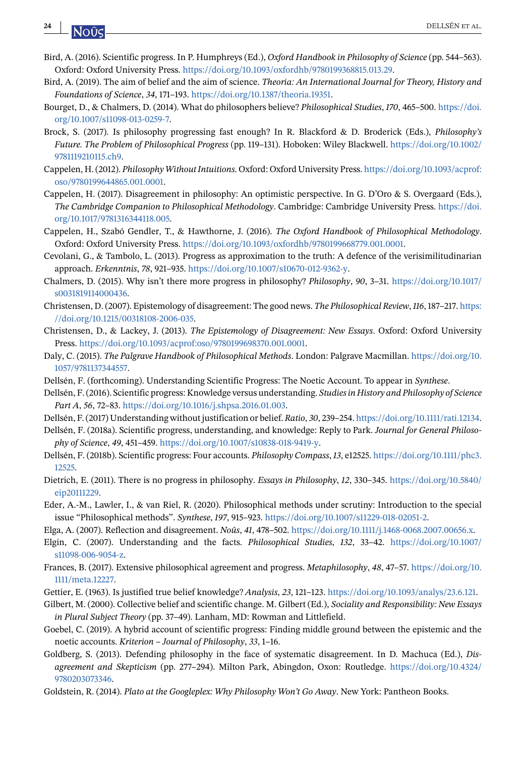Bird, A. (2016). Scientific progress. In P. Humphreys (Ed.), *Oxford Handbook in Philosophy of Science* (pp. 544–563). Oxford: Oxford University Press. https://doi.org/10.1093/oxfordhb/9780199368815.013.29.

Bird, A. (2019). The aim of belief and the aim of science. *Theoria: An International Journal for Theory, History and Foundations of Science*, *34*, 171–193. https://doi.org/10.1387/theoria.19351.

Bourget, D., & Chalmers, D. (2014). What do philosophers believe? *Philosophical Studies*, *170*, 465–500. https://doi.org/10.1007/s11098-013-0259-7.

Brock, S. (2017). Is philosophy progressing fast enough? In R. Blackford & D. Broderick (Eds.), *Philosophy's Future. The Problem of Philosophical Progress* (pp. 119–131). Hoboken: Wiley Blackwell. https://doi.org/10.1002/9781119210115.ch9.

Cappelen, H. (2012). *Philosophy Without Intuitions*. Oxford: Oxford University Press. https://doi.org/10.1093/acprof:oso/9780199644865.001.0001.

Cappelen, H. (2017). Disagreement in philosophy: An optimistic perspective. In G. D'Oro & S. Overgaard (Eds.), *The Cambridge Companion to Philosophical Methodology*. Cambridge: Cambridge University Press. https://doi.org/10.1017/9781316344118.005.

Cappelen, H., Szabó Gendler, T., & Hawthorne, J. (2016). *The Oxford Handbook of Philosophical Methodology*. Oxford: Oxford University Press. https://doi.org/10.1093/oxfordhb/9780199668779.001.0001.

Cevolani, G., & Tambolo, L. (2013). Progress as approximation to the truth: A defence of the verisimilitudinarian approach. *Erkenntnis*, *78*, 921–935. https://doi.org/10.1007/s10670-012-9362-y.

Chalmers, D. (2015). Why isn't there more progress in philosophy? *Philosophy*, *90*, 3–31. https://doi.org/10.1017/s0031819114000436.

Christensen, D. (2007). Epistemology of disagreement: The good news. *The Philosophical Review*, *116*, 187–217. https://doi.org/10.1215/00318108-2006-035.

Christensen, D., & Lackey, J. (2013). *The Epistemology of Disagreement: New Essays*. Oxford: Oxford University Press. https://doi.org/10.1093/acprof:oso/9780199698370.001.0001.

Daly, C. (2015). *The Palgrave Handbook of Philosophical Methods*. London: Palgrave Macmillan. https://doi.org/10.1057/9781137344557.

Dellsén, F. (forthcoming). Understanding Scientific Progress: The Noetic Account. To appear in *Synthese*.

Dellsén, F. (2016). Scientific progress: Knowledge versus understanding. *Studies in History and Philosophy of Science Part A*, *56*, 72–83. https://doi.org/10.1016/j.shpsa.2016.01.003.

Dellsén, F. (2017) Understanding without justification or belief. *Ratio*, *30*, 239–254. https://doi.org/10.1111/rati.12134.

Dellsén, F. (2018a). Scientific progress, understanding, and knowledge: Reply to Park. *Journal for General Philosophy of Science*, *49*, 451–459. https://doi.org/10.1007/s10838-018-9419-y.

Dellsén, F. (2018b). Scientific progress: Four accounts. *Philosophy Compass*, *13*, e12525. https://doi.org/10.1111/phc3.12525.

Dietrich, E. (2011). There is no progress in philosophy. *Essays in Philosophy*, *12*, 330–345. https://doi.org/10.5840/eip20111229.

Eder, A.-M., Lawler, I., & van Riel, R. (2020). Philosophical methods under scrutiny: Introduction to the special issue "Philosophical methods". *Synthese*, *197*, 915–923. https://doi.org/10.1007/s11229-018-02051-2.

Elga, A. (2007). Reflection and disagreement. *Noûs*, *41*, 478–502. https://doi.org/10.1111/j.1468-0068.2007.00656.x.

Elgin, C. (2007). Understanding and the facts. *Philosophical Studies*, *132*, 33–42. https://doi.org/10.1007/s11098-006-9054-z.

Frances, B. (2017). Extensive philosophical agreement and progress. *Metaphilosophy*, *48*, 47–57. https://doi.org/10.1111/meta.12227.

Gettier, E. (1963). Is justified true belief knowledge? *Analysis*, *23*, 121–123. https://doi.org/10.1093/analys/23.6.121.

Gilbert, M. (2000). Collective belief and scientific change. M. Gilbert (Ed.), *Sociality and Responsibility: New Essays in Plural Subject Theory* (pp. 37–49). Lanham, MD: Rowman and Littlefield.

Goebel, C. (2019). A hybrid account of scientific progress: Finding middle ground between the epistemic and the noetic accounts. *Kriterion – Journal of Philosophy*, *33*, 1–16.

Goldberg, S. (2013). Defending philosophy in the face of systematic disagreement. In D. Machuca (Ed.), *Disagreement and Skepticism* (pp. 277–294). Milton Park, Abingdon, Oxon: Routledge. https://doi.org/10.4324/9780203073346.

Goldstein, R. (2014). *Plato at the Googleplex: Why Philosophy Won't Go Away*. New York: Pantheon Books.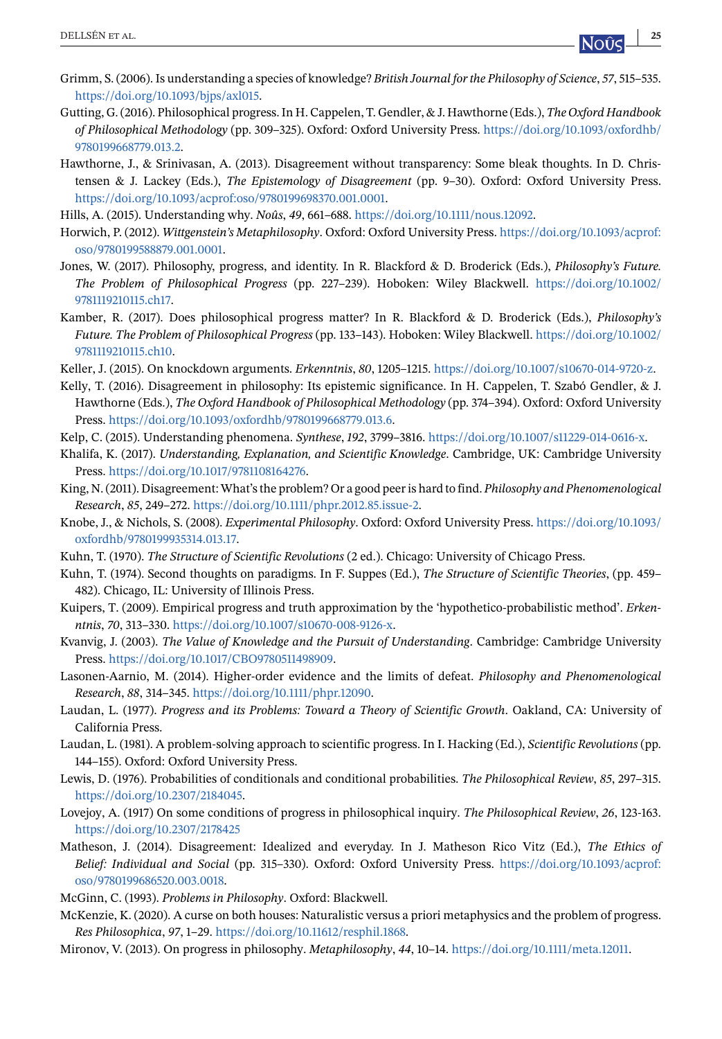Grimm, S. (2006). Is understanding a species of knowledge? *British Journal for the Philosophy of Science*, *57*, 515–535. https://doi.org/10.1093/bjps/axl015.

Gutting, G. (2016). Philosophical progress. In H. Cappelen, T. Gendler, & J. Hawthorne (Eds.), *The Oxford Handbook of Philosophical Methodology* (pp. 309–325). Oxford: Oxford University Press. https://doi.org/10.1093/oxfordhb/9780199668779.013.2.

Hawthorne, J., & Srinivasan, A. (2013). Disagreement without transparency: Some bleak thoughts. In D. Christensen & J. Lackey (Eds.), *The Epistemology of Disagreement* (pp. 9–30). Oxford: Oxford University Press. https://doi.org/10.1093/acprof:oso/9780199698370.001.0001.

Hills, A. (2015). Understanding why. *Noûs*, *49*, 661–688. https://doi.org/10.1111/nous.12092.

Horwich, P. (2012). *Wittgenstein's Metaphilosophy*. Oxford: Oxford University Press. https://doi.org/10.1093/acprof:oso/9780199588879.001.0001.

Jones, W. (2017). Philosophy, progress, and identity. In R. Blackford & D. Broderick (Eds.), *Philosophy's Future. The Problem of Philosophical Progress* (pp. 227–239). Hoboken: Wiley Blackwell. https://doi.org/10.1002/9781119210115.ch17.

Kamber, R. (2017). Does philosophical progress matter? In R. Blackford & D. Broderick (Eds.), *Philosophy's Future. The Problem of Philosophical Progress* (pp. 133–143). Hoboken: Wiley Blackwell. https://doi.org/10.1002/9781119210115.ch10.

Keller, J. (2015). On knockdown arguments. *Erkenntnis*, *80*, 1205–1215. https://doi.org/10.1007/s10670-014-9720-z.

Kelly, T. (2016). Disagreement in philosophy: Its epistemic significance. In H. Cappelen, T. Szabó Gendler, & J. Hawthorne (Eds.), *The Oxford Handbook of Philosophical Methodology* (pp. 374–394). Oxford: Oxford University Press. https://doi.org/10.1093/oxfordhb/9780199668779.013.6.

Kelp, C. (2015). Understanding phenomena. *Synthese*, *192*, 3799–3816. https://doi.org/10.1007/s11229-014-0616-x.

Khalifa, K. (2017). *Understanding, Explanation, and Scientific Knowledge*. Cambridge, UK: Cambridge University Press. https://doi.org/10.1017/9781108164276.

King, N. (2011). Disagreement: What's the problem? Or a good peer is hard to find. *Philosophy and Phenomenological Research*, *85*, 249–272. https://doi.org/10.1111/phpr.2012.85.issue-2.

Knobe, J., & Nichols, S. (2008). *Experimental Philosophy*. Oxford: Oxford University Press. https://doi.org/10.1093/oxfordhb/9780199935314.013.17.

Kuhn, T. (1970). *The Structure of Scientific Revolutions* (2 ed.). Chicago: University of Chicago Press.

Kuhn, T. (1974). Second thoughts on paradigms. In F. Suppes (Ed.), *The Structure of Scientific Theories*, (pp. 459–482). Chicago, IL: University of Illinois Press.

Kuipers, T. (2009). Empirical progress and truth approximation by the 'hypothetico-probabilistic method'. *Erkenntnis*, *70*, 313–330. https://doi.org/10.1007/s10670-008-9126-x.

Kvanvig, J. (2003). *The Value of Knowledge and the Pursuit of Understanding*. Cambridge: Cambridge University Press. https://doi.org/10.1017/CBO9780511498909.

Lasonen-Aarnio, M. (2014). Higher-order evidence and the limits of defeat. *Philosophy and Phenomenological Research*, *88*, 314–345. https://doi.org/10.1111/phpr.12090.

Laudan, L. (1977). *Progress and its Problems: Toward a Theory of Scientific Growth*. Oakland, CA: University of California Press.

Laudan, L. (1981). A problem-solving approach to scientific progress. In I. Hacking (Ed.), *Scientific Revolutions* (pp. 144–155). Oxford: Oxford University Press.

Lewis, D. (1976). Probabilities of conditionals and conditional probabilities. *The Philosophical Review*, *85*, 297–315. https://doi.org/10.2307/2184045.

Lovejoy, A. (1917) On some conditions of progress in philosophical inquiry. *The Philosophical Review*, *26*, 123-163. https://doi.org/10.2307/2178425

Matheson, J. (2014). Disagreement: Idealized and everyday. In J. Matheson Rico Vitz (Ed.), *The Ethics of Belief: Individual and Social* (pp. 315–330). Oxford: Oxford University Press. https://doi.org/10.1093/acprof:oso/9780199686520.003.0018.

McGinn, C. (1993). *Problems in Philosophy*. Oxford: Blackwell.

McKenzie, K. (2020). A curse on both houses: Naturalistic versus a priori metaphysics and the problem of progress. *Res Philosophica*, *97*, 1–29. https://doi.org/10.11612/resphil.1868.

Mironov, V. (2013). On progress in philosophy. *Metaphilosophy*, *44*, 10–14. https://doi.org/10.1111/meta.12011.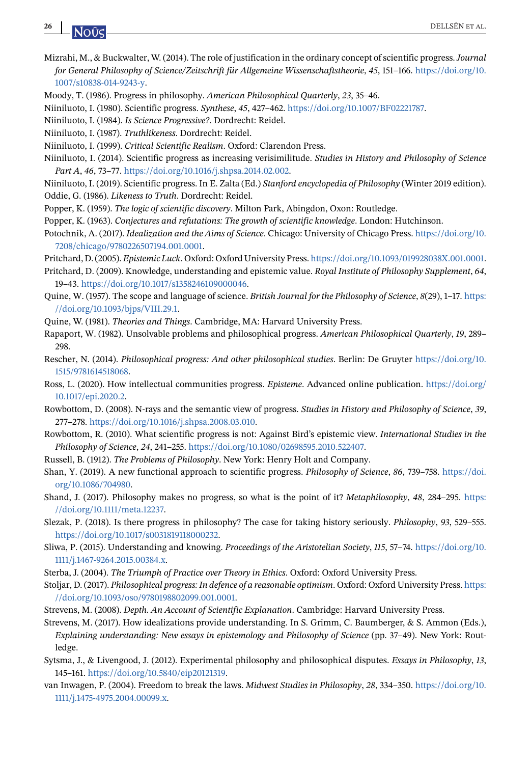Mizrahi, M., & Buckwalter, W. (2014). The role of justification in the ordinary concept of scientific progress. *Journal for General Philosophy of Science/Zeitschrift für Allgemeine Wissenschaftstheorie*, *45*, 151–166. https://doi.org/10.1007/s10838-014-9243-y.

Moody, T. (1986). Progress in philosophy. *American Philosophical Quarterly*, *23*, 35–46.

Niiniluoto, I. (1980). Scientific progress. *Synthese*, *45*, 427–462. https://doi.org/10.1007/BF02221787.

Niiniluoto, I. (1984). *Is Science Progressive?*. Dordrecht: Reidel.

Niiniluoto, I. (1987). *Truthlikeness*. Dordrecht: Reidel.

Niiniluoto, I. (1999). *Critical Scientific Realism*. Oxford: Clarendon Press.

Niiniluoto, I. (2014). Scientific progress as increasing verisimilitude. *Studies in History and Philosophy of Science Part A*, *46*, 73–77. https://doi.org/10.1016/j.shpsa.2014.02.002.

Niiniluoto, I. (2019). Scientific progress. In E. Zalta (Ed.) *Stanford encyclopedia of Philosophy* (Winter 2019 edition).

Oddie, G. (1986). *Likeness to Truth*. Dordrecht: Reidel.

Popper, K. (1959). *The logic of scientific discovery*. Milton Park, Abingdon, Oxon: Routledge.

Popper, K. (1963). *Conjectures and refutations: The growth of scientific knowledge*. London: Hutchinson.

Potochnik, A. (2017). *Idealization and the Aims of Science*. Chicago: University of Chicago Press. https://doi.org/10.7208/chicago/9780226507194.001.0001.

Pritchard, D. (2005). *Epistemic Luck*. Oxford: Oxford University Press. https://doi.org/10.1093/019928038X.001.0001.

Pritchard, D. (2009). Knowledge, understanding and epistemic value. *Royal Institute of Philosophy Supplement*, *64*, 19–43. https://doi.org/10.1017/s1358246109000046.

Quine, W. (1957). The scope and language of science. *British Journal for the Philosophy of Science*, *8*(29), 1–17. https://doi.org/10.1093/bjps/VIII.29.1.

Quine, W. (1981). *Theories and Things*. Cambridge, MA: Harvard University Press.

Rapaport, W. (1982). Unsolvable problems and philosophical progress. *American Philosophical Quarterly*, *19*, 289–298.

Rescher, N. (2014). *Philosophical progress: And other philosophical studies*. Berlin: De Gruyter https://doi.org/10.1515/9781614518068.

Ross, L. (2020). How intellectual communities progress. *Episteme*. Advanced online publication. https://doi.org/10.1017/epi.2020.2.

Rowbottom, D. (2008). N-rays and the semantic view of progress. *Studies in History and Philosophy of Science*, *39*, 277–278. https://doi.org/10.1016/j.shpsa.2008.03.010.

Rowbottom, R. (2010). What scientific progress is not: Against Bird's epistemic view. *International Studies in the Philosophy of Science*, *24*, 241–255. https://doi.org/10.1080/02698595.2010.522407.

Russell, B. (1912). *The Problems of Philosophy*. New York: Henry Holt and Company.

Shan, Y. (2019). A new functional approach to scientific progress. *Philosophy of Science*, *86*, 739–758. https://doi.org/10.1086/704980.

Shand, J. (2017). Philosophy makes no progress, so what is the point of it? *Metaphilosophy*, *48*, 284–295. https://doi.org/10.1111/meta.12237.

Slezak, P. (2018). Is there progress in philosophy? The case for taking history seriously. *Philosophy*, *93*, 529–555. https://doi.org/10.1017/s0031819118000232.

Sliwa, P. (2015). Understanding and knowing. *Proceedings of the Aristotelian Society*, *115*, 57–74. https://doi.org/10.1111/j.1467-9264.2015.00384.x.

Sterba, J. (2004). *The Triumph of Practice over Theory in Ethics*. Oxford: Oxford University Press.

Stoljar, D. (2017). *Philosophical progress: In defence of a reasonable optimism*. Oxford: Oxford University Press. https://doi.org/10.1093/oso/9780198802099.001.0001.

Strevens, M. (2008). *Depth. An Account of Scientific Explanation*. Cambridge: Harvard University Press.

Strevens, M. (2017). How idealizations provide understanding. In S. Grimm, C. Baumberger, & S. Ammon (Eds.), *Explaining understanding: New essays in epistemology and Philosophy of Science* (pp. 37–49). New York: Routledge.

Sytsma, J., & Livengood, J. (2012). Experimental philosophy and philosophical disputes. *Essays in Philosophy*, *13*, 145–161. https://doi.org/10.5840/eip20121319.

van Inwagen, P. (2004). Freedom to break the laws. *Midwest Studies in Philosophy*, *28*, 334–350. https://doi.org/10.1111/j.1475-4975.2004.00099.x.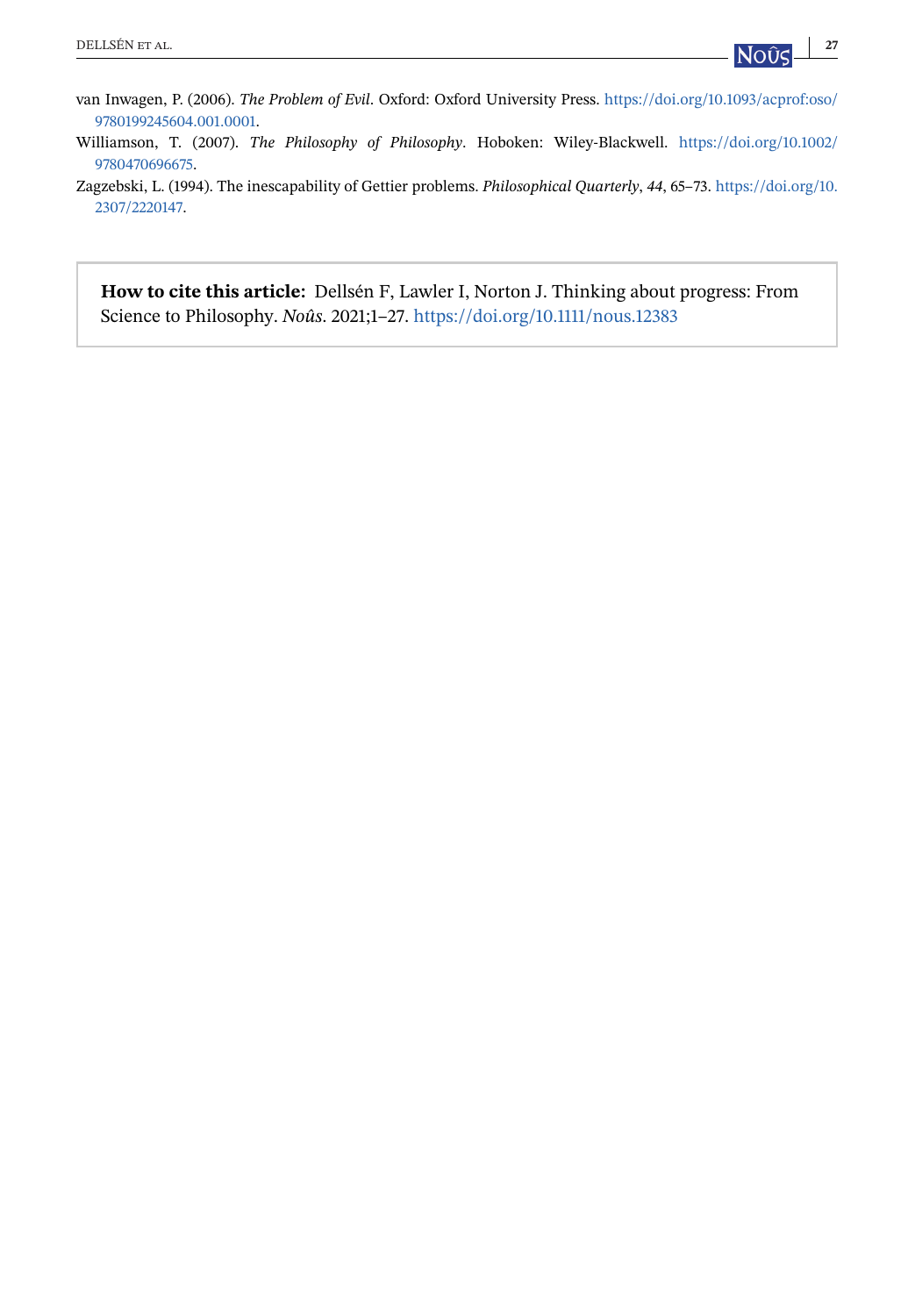van Inwagen, P. (2006). *The Problem of Evil*. Oxford: Oxford University Press. https://doi.org/10.1093/acprof:oso/9780199245604.001.0001.

Williamson, T. (2007). *The Philosophy of Philosophy*. Hoboken: Wiley-Blackwell. https://doi.org/10.1002/9780470696675.

Zagzebski, L. (1994). The inescapability of Gettier problems. *Philosophical Quarterly*, *44*, 65–73. https://doi.org/10.2307/2220147.

**How to cite this article:** Dellsén F, Lawler I, Norton J. Thinking about progress: From Science to Philosophy. *Noûs*. 2021;1–27. https://doi.org/10.1111/nous.12383